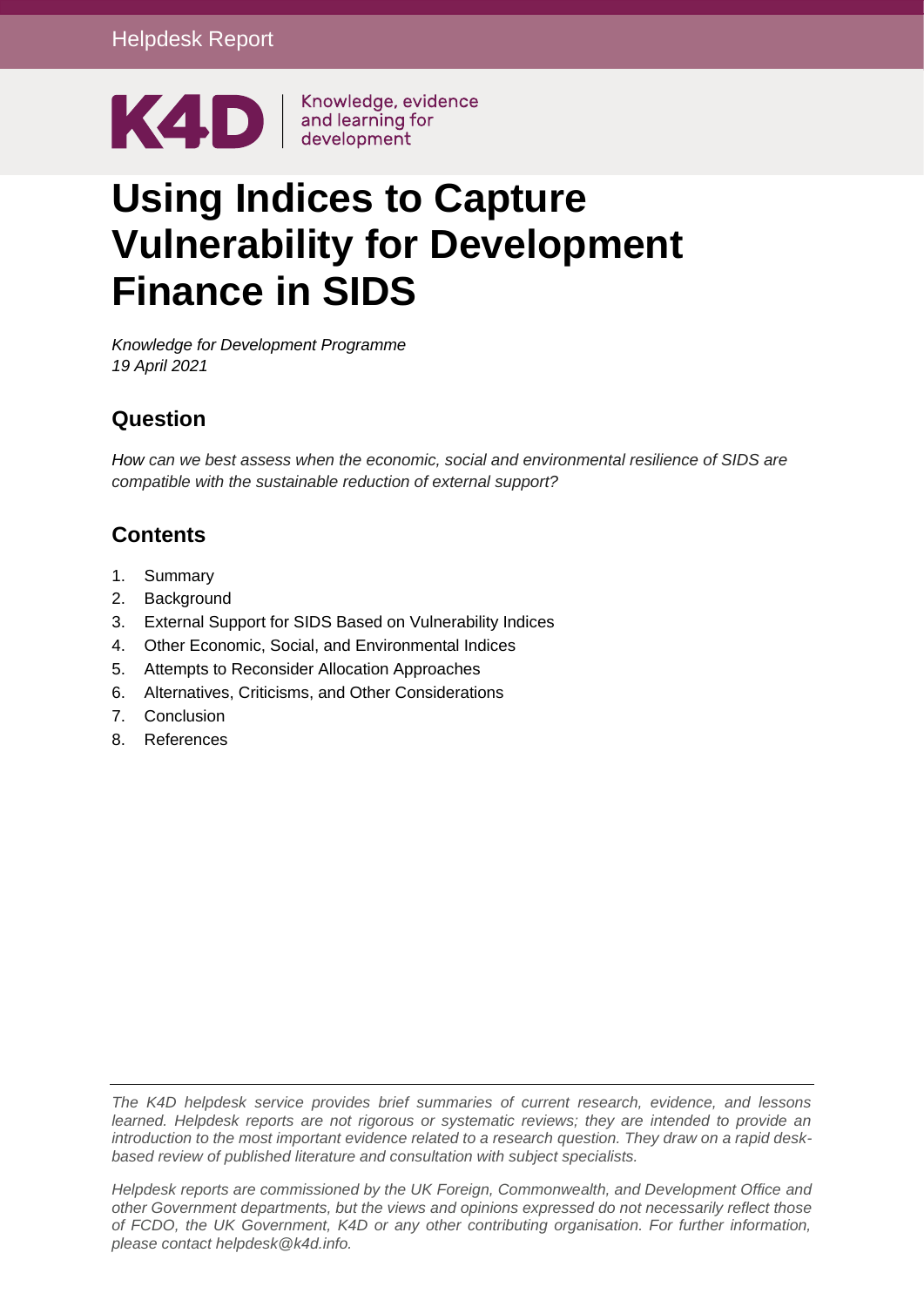Helpdesk Report

K4D | Knowledge, evidence and learning for development

# Using Indices to Capture Vulnerability for Development Finance in SIDS

*Knowledge for Development Programme*
*19 April 2021*

## Question

*How can we best assess when the economic, social and environmental resilience of SIDS are compatible with the sustainable reduction of external support?*

## Contents

1. Summary
2. Background
3. External Support for SIDS Based on Vulnerability Indices
4. Other Economic, Social, and Environmental Indices
5. Attempts to Reconsider Allocation Approaches
6. Alternatives, Criticisms, and Other Considerations
7. Conclusion
8. References

*The K4D helpdesk service provides brief summaries of current research, evidence, and lessons learned. Helpdesk reports are not rigorous or systematic reviews; they are intended to provide an introduction to the most important evidence related to a research question. They draw on a rapid desk-based review of published literature and consultation with subject specialists.*

*Helpdesk reports are commissioned by the UK Foreign, Commonwealth, and Development Office and other Government departments, but the views and opinions expressed do not necessarily reflect those of FCDO, the UK Government, K4D or any other contributing organisation. For further information, please contact helpdesk@k4d.info.*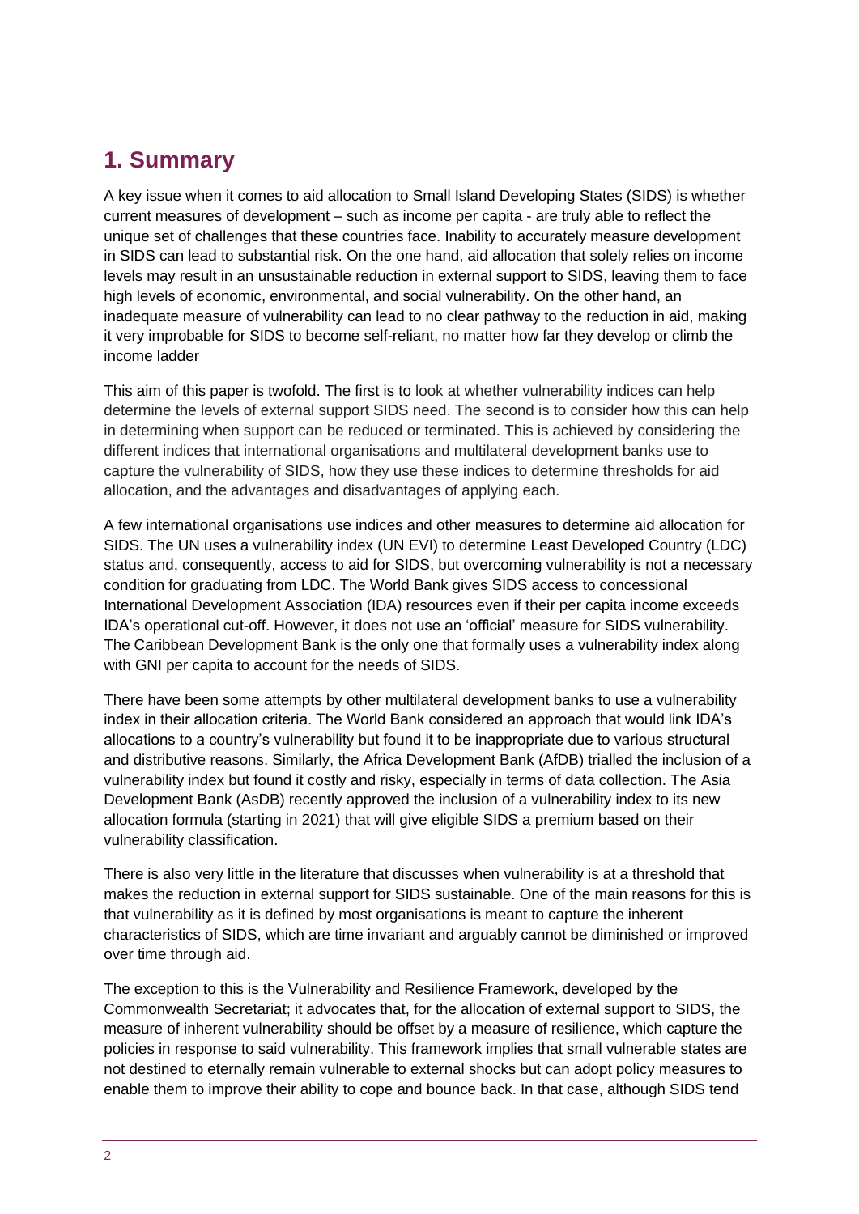## 1. Summary

A key issue when it comes to aid allocation to Small Island Developing States (SIDS) is whether current measures of development – such as income per capita - are truly able to reflect the unique set of challenges that these countries face. Inability to accurately measure development in SIDS can lead to substantial risk. On the one hand, aid allocation that solely relies on income levels may result in an unsustainable reduction in external support to SIDS, leaving them to face high levels of economic, environmental, and social vulnerability. On the other hand, an inadequate measure of vulnerability can lead to no clear pathway to the reduction in aid, making it very improbable for SIDS to become self-reliant, no matter how far they develop or climb the income ladder

This aim of this paper is twofold. The first is to look at whether vulnerability indices can help determine the levels of external support SIDS need. The second is to consider how this can help in determining when support can be reduced or terminated. This is achieved by considering the different indices that international organisations and multilateral development banks use to capture the vulnerability of SIDS, how they use these indices to determine thresholds for aid allocation, and the advantages and disadvantages of applying each.

A few international organisations use indices and other measures to determine aid allocation for SIDS. The UN uses a vulnerability index (UN EVI) to determine Least Developed Country (LDC) status and, consequently, access to aid for SIDS, but overcoming vulnerability is not a necessary condition for graduating from LDC. The World Bank gives SIDS access to concessional International Development Association (IDA) resources even if their per capita income exceeds IDA's operational cut-off. However, it does not use an 'official' measure for SIDS vulnerability. The Caribbean Development Bank is the only one that formally uses a vulnerability index along with GNI per capita to account for the needs of SIDS.

There have been some attempts by other multilateral development banks to use a vulnerability index in their allocation criteria. The World Bank considered an approach that would link IDA's allocations to a country's vulnerability but found it to be inappropriate due to various structural and distributive reasons. Similarly, the Africa Development Bank (AfDB) trialled the inclusion of a vulnerability index but found it costly and risky, especially in terms of data collection. The Asia Development Bank (AsDB) recently approved the inclusion of a vulnerability index to its new allocation formula (starting in 2021) that will give eligible SIDS a premium based on their vulnerability classification.

There is also very little in the literature that discusses when vulnerability is at a threshold that makes the reduction in external support for SIDS sustainable. One of the main reasons for this is that vulnerability as it is defined by most organisations is meant to capture the inherent characteristics of SIDS, which are time invariant and arguably cannot be diminished or improved over time through aid.

The exception to this is the Vulnerability and Resilience Framework, developed by the Commonwealth Secretariat; it advocates that, for the allocation of external support to SIDS, the measure of inherent vulnerability should be offset by a measure of resilience, which capture the policies in response to said vulnerability. This framework implies that small vulnerable states are not destined to eternally remain vulnerable to external shocks but can adopt policy measures to enable them to improve their ability to cope and bounce back. In that case, although SIDS tend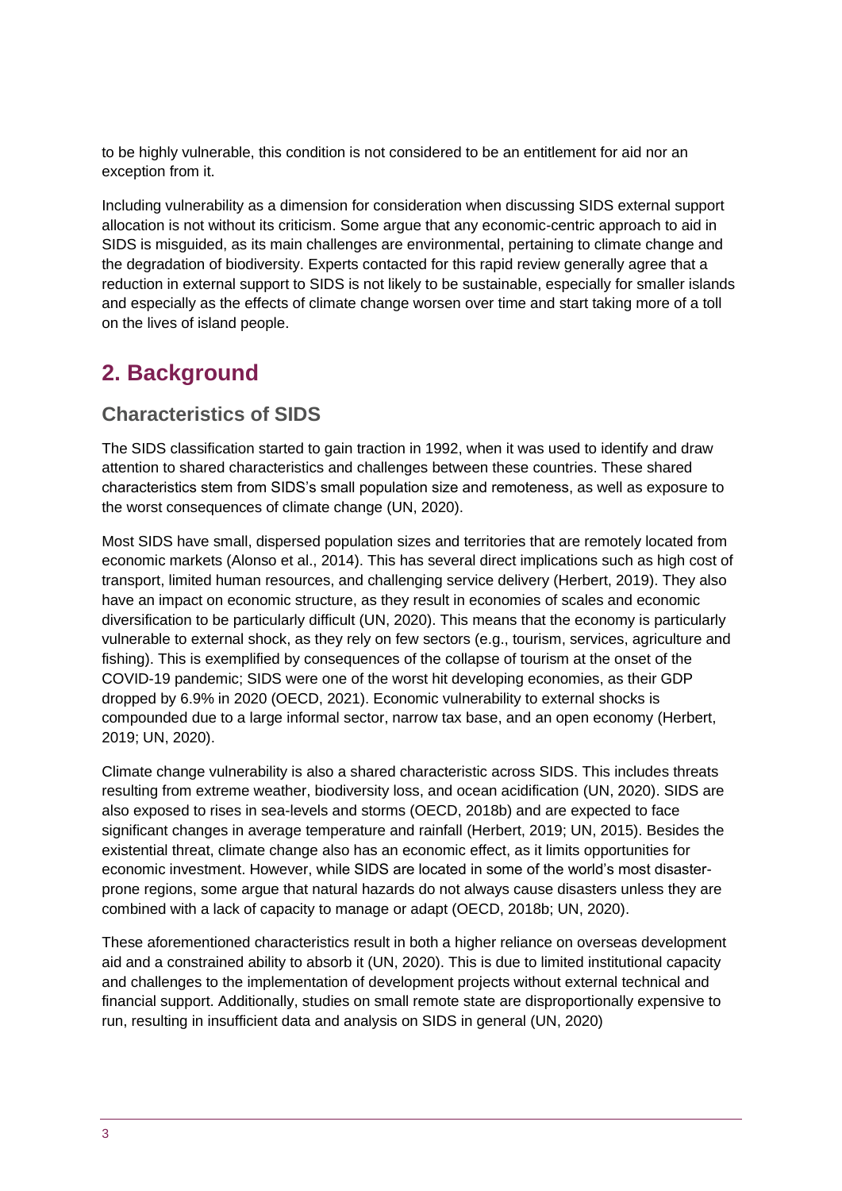to be highly vulnerable, this condition is not considered to be an entitlement for aid nor an exception from it.

Including vulnerability as a dimension for consideration when discussing SIDS external support allocation is not without its criticism. Some argue that any economic-centric approach to aid in SIDS is misguided, as its main challenges are environmental, pertaining to climate change and the degradation of biodiversity. Experts contacted for this rapid review generally agree that a reduction in external support to SIDS is not likely to be sustainable, especially for smaller islands and especially as the effects of climate change worsen over time and start taking more of a toll on the lives of island people.

## 2. Background

### Characteristics of SIDS

The SIDS classification started to gain traction in 1992, when it was used to identify and draw attention to shared characteristics and challenges between these countries. These shared characteristics stem from SIDS's small population size and remoteness, as well as exposure to the worst consequences of climate change (UN, 2020).

Most SIDS have small, dispersed population sizes and territories that are remotely located from economic markets (Alonso et al., 2014). This has several direct implications such as high cost of transport, limited human resources, and challenging service delivery (Herbert, 2019). They also have an impact on economic structure, as they result in economies of scales and economic diversification to be particularly difficult (UN, 2020). This means that the economy is particularly vulnerable to external shock, as they rely on few sectors (e.g., tourism, services, agriculture and fishing). This is exemplified by consequences of the collapse of tourism at the onset of the COVID-19 pandemic; SIDS were one of the worst hit developing economies, as their GDP dropped by 6.9% in 2020 (OECD, 2021). Economic vulnerability to external shocks is compounded due to a large informal sector, narrow tax base, and an open economy (Herbert, 2019; UN, 2020).

Climate change vulnerability is also a shared characteristic across SIDS. This includes threats resulting from extreme weather, biodiversity loss, and ocean acidification (UN, 2020). SIDS are also exposed to rises in sea-levels and storms (OECD, 2018b) and are expected to face significant changes in average temperature and rainfall (Herbert, 2019; UN, 2015). Besides the existential threat, climate change also has an economic effect, as it limits opportunities for economic investment. However, while SIDS are located in some of the world's most disaster-prone regions, some argue that natural hazards do not always cause disasters unless they are combined with a lack of capacity to manage or adapt (OECD, 2018b; UN, 2020).

These aforementioned characteristics result in both a higher reliance on overseas development aid and a constrained ability to absorb it (UN, 2020). This is due to limited institutional capacity and challenges to the implementation of development projects without external technical and financial support. Additionally, studies on small remote state are disproportionally expensive to run, resulting in insufficient data and analysis on SIDS in general (UN, 2020)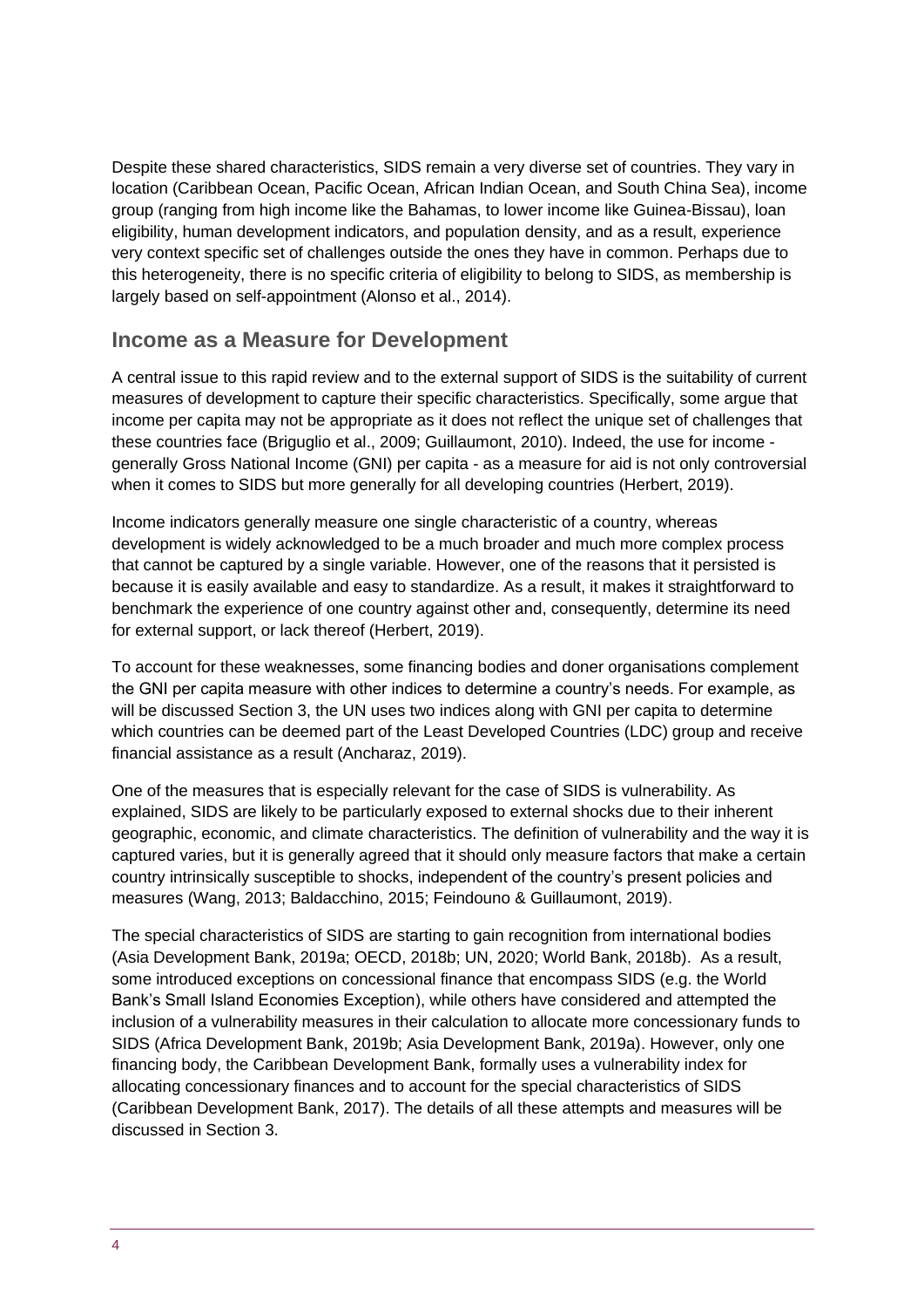Despite these shared characteristics, SIDS remain a very diverse set of countries. They vary in location (Caribbean Ocean, Pacific Ocean, African Indian Ocean, and South China Sea), income group (ranging from high income like the Bahamas, to lower income like Guinea-Bissau), loan eligibility, human development indicators, and population density, and as a result, experience very context specific set of challenges outside the ones they have in common. Perhaps due to this heterogeneity, there is no specific criteria of eligibility to belong to SIDS, as membership is largely based on self-appointment (Alonso et al., 2014).

## Income as a Measure for Development

A central issue to this rapid review and to the external support of SIDS is the suitability of current measures of development to capture their specific characteristics. Specifically, some argue that income per capita may not be appropriate as it does not reflect the unique set of challenges that these countries face (Briguglio et al., 2009; Guillaumont, 2010). Indeed, the use for income - generally Gross National Income (GNI) per capita - as a measure for aid is not only controversial when it comes to SIDS but more generally for all developing countries (Herbert, 2019).

Income indicators generally measure one single characteristic of a country, whereas development is widely acknowledged to be a much broader and much more complex process that cannot be captured by a single variable. However, one of the reasons that it persisted is because it is easily available and easy to standardize. As a result, it makes it straightforward to benchmark the experience of one country against other and, consequently, determine its need for external support, or lack thereof (Herbert, 2019).

To account for these weaknesses, some financing bodies and doner organisations complement the GNI per capita measure with other indices to determine a country's needs. For example, as will be discussed Section 3, the UN uses two indices along with GNI per capita to determine which countries can be deemed part of the Least Developed Countries (LDC) group and receive financial assistance as a result (Ancharaz, 2019).

One of the measures that is especially relevant for the case of SIDS is vulnerability. As explained, SIDS are likely to be particularly exposed to external shocks due to their inherent geographic, economic, and climate characteristics. The definition of vulnerability and the way it is captured varies, but it is generally agreed that it should only measure factors that make a certain country intrinsically susceptible to shocks, independent of the country's present policies and measures (Wang, 2013; Baldacchino, 2015; Feindouno & Guillaumont, 2019).

The special characteristics of SIDS are starting to gain recognition from international bodies (Asia Development Bank, 2019a; OECD, 2018b; UN, 2020; World Bank, 2018b). As a result, some introduced exceptions on concessional finance that encompass SIDS (e.g. the World Bank's Small Island Economies Exception), while others have considered and attempted the inclusion of a vulnerability measures in their calculation to allocate more concessionary funds to SIDS (Africa Development Bank, 2019b; Asia Development Bank, 2019a). However, only one financing body, the Caribbean Development Bank, formally uses a vulnerability index for allocating concessionary finances and to account for the special characteristics of SIDS (Caribbean Development Bank, 2017). The details of all these attempts and measures will be discussed in Section 3.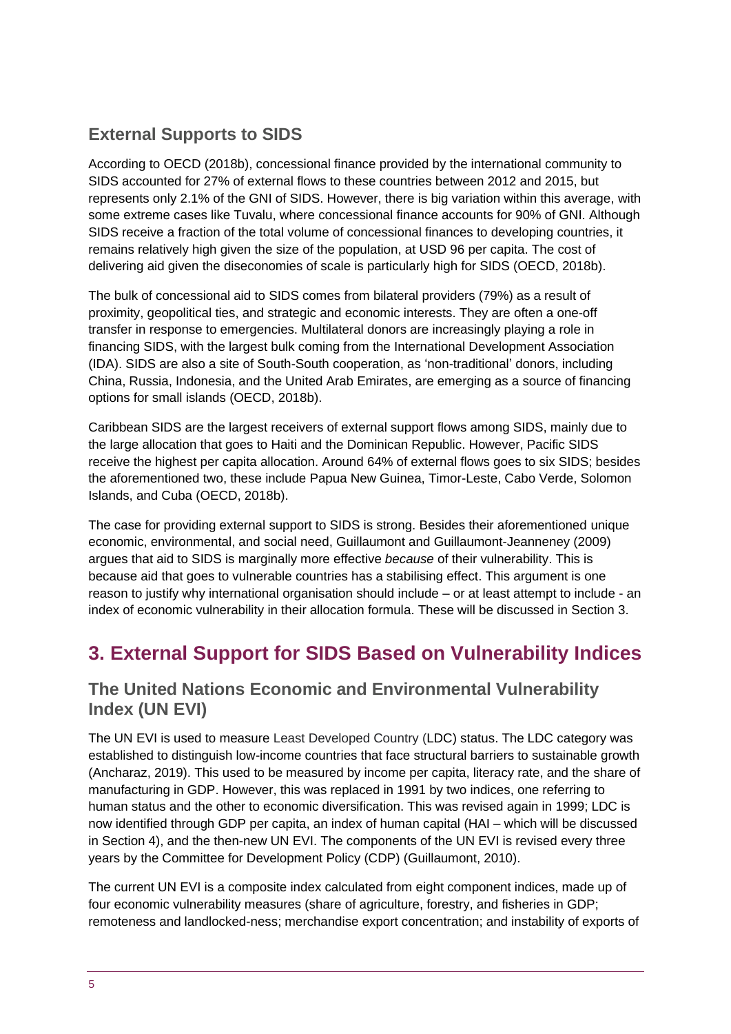### External Supports to SIDS

According to OECD (2018b), concessional finance provided by the international community to SIDS accounted for 27% of external flows to these countries between 2012 and 2015, but represents only 2.1% of the GNI of SIDS. However, there is big variation within this average, with some extreme cases like Tuvalu, where concessional finance accounts for 90% of GNI. Although SIDS receive a fraction of the total volume of concessional finances to developing countries, it remains relatively high given the size of the population, at USD 96 per capita. The cost of delivering aid given the diseconomies of scale is particularly high for SIDS (OECD, 2018b).

The bulk of concessional aid to SIDS comes from bilateral providers (79%) as a result of proximity, geopolitical ties, and strategic and economic interests. They are often a one-off transfer in response to emergencies. Multilateral donors are increasingly playing a role in financing SIDS, with the largest bulk coming from the International Development Association (IDA). SIDS are also a site of South-South cooperation, as 'non-traditional' donors, including China, Russia, Indonesia, and the United Arab Emirates, are emerging as a source of financing options for small islands (OECD, 2018b).

Caribbean SIDS are the largest receivers of external support flows among SIDS, mainly due to the large allocation that goes to Haiti and the Dominican Republic. However, Pacific SIDS receive the highest per capita allocation. Around 64% of external flows goes to six SIDS; besides the aforementioned two, these include Papua New Guinea, Timor-Leste, Cabo Verde, Solomon Islands, and Cuba (OECD, 2018b).

The case for providing external support to SIDS is strong. Besides their aforementioned unique economic, environmental, and social need, Guillaumont and Guillaumont-Jeanneney (2009) argues that aid to SIDS is marginally more effective *because* of their vulnerability. This is because aid that goes to vulnerable countries has a stabilising effect. This argument is one reason to justify why international organisation should include – or at least attempt to include - an index of economic vulnerability in their allocation formula. These will be discussed in Section 3.

## 3. External Support for SIDS Based on Vulnerability Indices

### The United Nations Economic and Environmental Vulnerability Index (UN EVI)

The UN EVI is used to measure Least Developed Country (LDC) status. The LDC category was established to distinguish low-income countries that face structural barriers to sustainable growth (Ancharaz, 2019). This used to be measured by income per capita, literacy rate, and the share of manufacturing in GDP. However, this was replaced in 1991 by two indices, one referring to human status and the other to economic diversification. This was revised again in 1999; LDC is now identified through GDP per capita, an index of human capital (HAI – which will be discussed in Section 4), and the then-new UN EVI. The components of the UN EVI is revised every three years by the Committee for Development Policy (CDP) (Guillaumont, 2010).

The current UN EVI is a composite index calculated from eight component indices, made up of four economic vulnerability measures (share of agriculture, forestry, and fisheries in GDP; remoteness and landlocked-ness; merchandise export concentration; and instability of exports of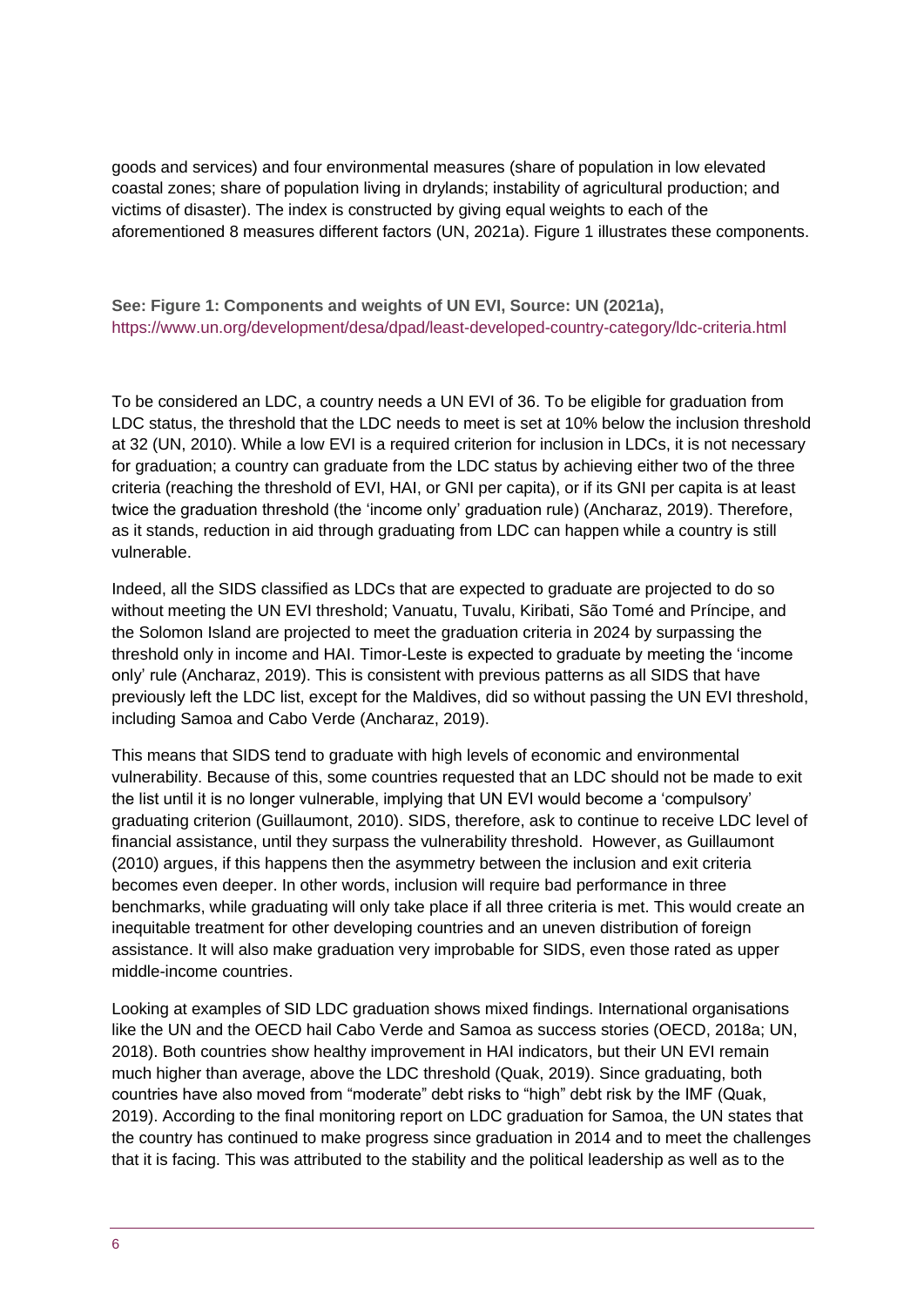goods and services) and four environmental measures (share of population in low elevated coastal zones; share of population living in drylands; instability of agricultural production; and victims of disaster). The index is constructed by giving equal weights to each of the aforementioned 8 measures different factors (UN, 2021a). Figure 1 illustrates these components.

**See: Figure 1: Components and weights of UN EVI, Source: UN (2021a),** https://www.un.org/development/desa/dpad/least-developed-country-category/ldc-criteria.html

To be considered an LDC, a country needs a UN EVI of 36. To be eligible for graduation from LDC status, the threshold that the LDC needs to meet is set at 10% below the inclusion threshold at 32 (UN, 2010). While a low EVI is a required criterion for inclusion in LDCs, it is not necessary for graduation; a country can graduate from the LDC status by achieving either two of the three criteria (reaching the threshold of EVI, HAI, or GNI per capita), or if its GNI per capita is at least twice the graduation threshold (the 'income only' graduation rule) (Ancharaz, 2019). Therefore, as it stands, reduction in aid through graduating from LDC can happen while a country is still vulnerable.

Indeed, all the SIDS classified as LDCs that are expected to graduate are projected to do so without meeting the UN EVI threshold; Vanuatu, Tuvalu, Kiribati, São Tomé and Príncipe, and the Solomon Island are projected to meet the graduation criteria in 2024 by surpassing the threshold only in income and HAI. Timor-Leste is expected to graduate by meeting the 'income only' rule (Ancharaz, 2019). This is consistent with previous patterns as all SIDS that have previously left the LDC list, except for the Maldives, did so without passing the UN EVI threshold, including Samoa and Cabo Verde (Ancharaz, 2019).

This means that SIDS tend to graduate with high levels of economic and environmental vulnerability. Because of this, some countries requested that an LDC should not be made to exit the list until it is no longer vulnerable, implying that UN EVI would become a 'compulsory' graduating criterion (Guillaumont, 2010). SIDS, therefore, ask to continue to receive LDC level of financial assistance, until they surpass the vulnerability threshold. However, as Guillaumont (2010) argues, if this happens then the asymmetry between the inclusion and exit criteria becomes even deeper. In other words, inclusion will require bad performance in three benchmarks, while graduating will only take place if all three criteria is met. This would create an inequitable treatment for other developing countries and an uneven distribution of foreign assistance. It will also make graduation very improbable for SIDS, even those rated as upper middle-income countries.

Looking at examples of SID LDC graduation shows mixed findings. International organisations like the UN and the OECD hail Cabo Verde and Samoa as success stories (OECD, 2018a; UN, 2018). Both countries show healthy improvement in HAI indicators, but their UN EVI remain much higher than average, above the LDC threshold (Quak, 2019). Since graduating, both countries have also moved from "moderate" debt risks to "high" debt risk by the IMF (Quak, 2019). According to the final monitoring report on LDC graduation for Samoa, the UN states that the country has continued to make progress since graduation in 2014 and to meet the challenges that it is facing. This was attributed to the stability and the political leadership as well as to the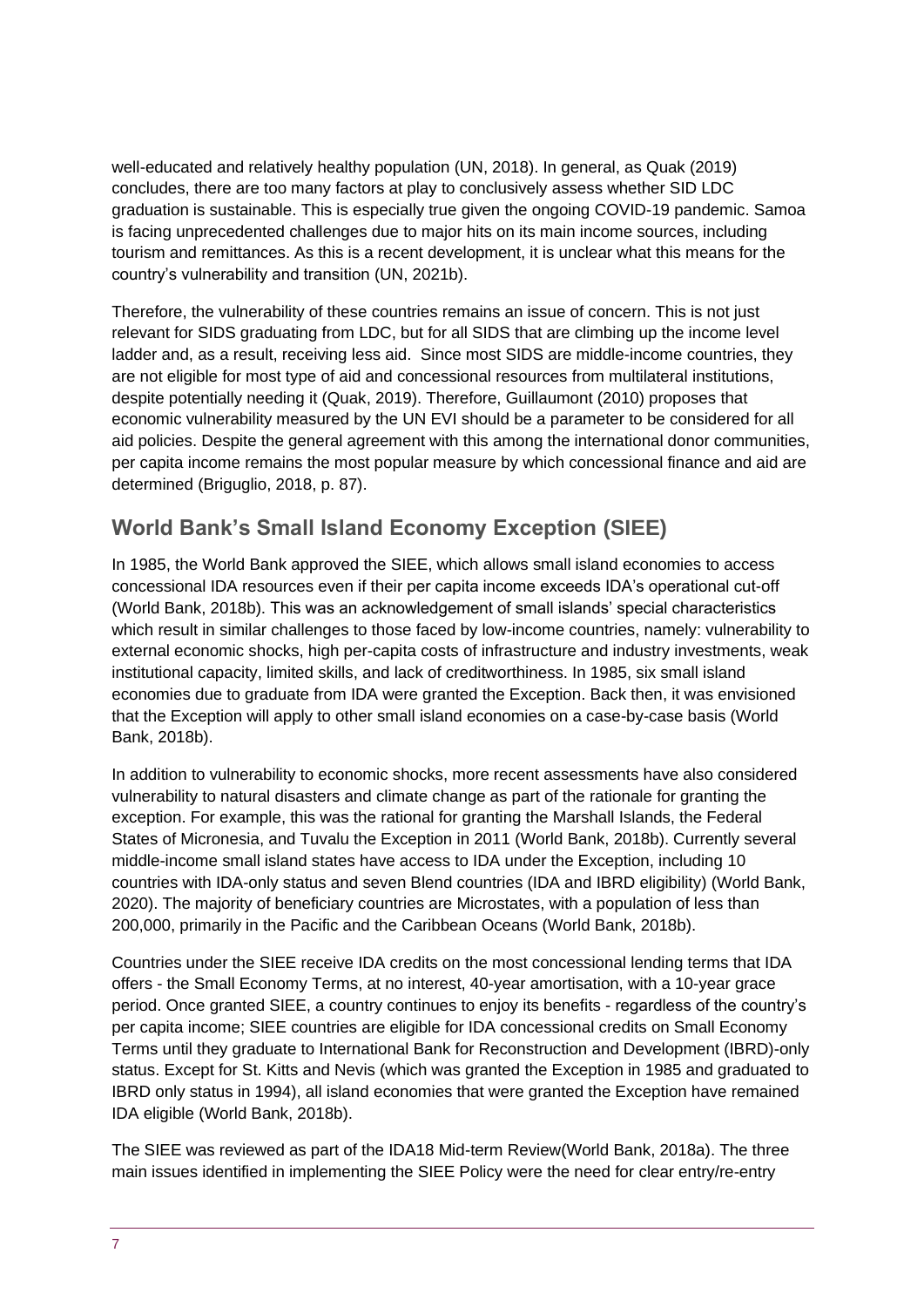well-educated and relatively healthy population (UN, 2018). In general, as Quak (2019) concludes, there are too many factors at play to conclusively assess whether SID LDC graduation is sustainable. This is especially true given the ongoing COVID-19 pandemic. Samoa is facing unprecedented challenges due to major hits on its main income sources, including tourism and remittances. As this is a recent development, it is unclear what this means for the country's vulnerability and transition (UN, 2021b).

Therefore, the vulnerability of these countries remains an issue of concern. This is not just relevant for SIDS graduating from LDC, but for all SIDS that are climbing up the income level ladder and, as a result, receiving less aid. Since most SIDS are middle-income countries, they are not eligible for most type of aid and concessional resources from multilateral institutions, despite potentially needing it (Quak, 2019). Therefore, Guillaumont (2010) proposes that economic vulnerability measured by the UN EVI should be a parameter to be considered for all aid policies. Despite the general agreement with this among the international donor communities, per capita income remains the most popular measure by which concessional finance and aid are determined (Briguglio, 2018, p. 87).

## World Bank's Small Island Economy Exception (SIEE)

In 1985, the World Bank approved the SIEE, which allows small island economies to access concessional IDA resources even if their per capita income exceeds IDA's operational cut-off (World Bank, 2018b). This was an acknowledgement of small islands' special characteristics which result in similar challenges to those faced by low-income countries, namely: vulnerability to external economic shocks, high per-capita costs of infrastructure and industry investments, weak institutional capacity, limited skills, and lack of creditworthiness. In 1985, six small island economies due to graduate from IDA were granted the Exception. Back then, it was envisioned that the Exception will apply to other small island economies on a case-by-case basis (World Bank, 2018b).

In addition to vulnerability to economic shocks, more recent assessments have also considered vulnerability to natural disasters and climate change as part of the rationale for granting the exception. For example, this was the rational for granting the Marshall Islands, the Federal States of Micronesia, and Tuvalu the Exception in 2011 (World Bank, 2018b). Currently several middle-income small island states have access to IDA under the Exception, including 10 countries with IDA-only status and seven Blend countries (IDA and IBRD eligibility) (World Bank, 2020). The majority of beneficiary countries are Microstates, with a population of less than 200,000, primarily in the Pacific and the Caribbean Oceans (World Bank, 2018b).

Countries under the SIEE receive IDA credits on the most concessional lending terms that IDA offers - the Small Economy Terms, at no interest, 40-year amortisation, with a 10-year grace period. Once granted SIEE, a country continues to enjoy its benefits - regardless of the country's per capita income; SIEE countries are eligible for IDA concessional credits on Small Economy Terms until they graduate to International Bank for Reconstruction and Development (IBRD)-only status. Except for St. Kitts and Nevis (which was granted the Exception in 1985 and graduated to IBRD only status in 1994), all island economies that were granted the Exception have remained IDA eligible (World Bank, 2018b).

The SIEE was reviewed as part of the IDA18 Mid-term Review(World Bank, 2018a). The three main issues identified in implementing the SIEE Policy were the need for clear entry/re-entry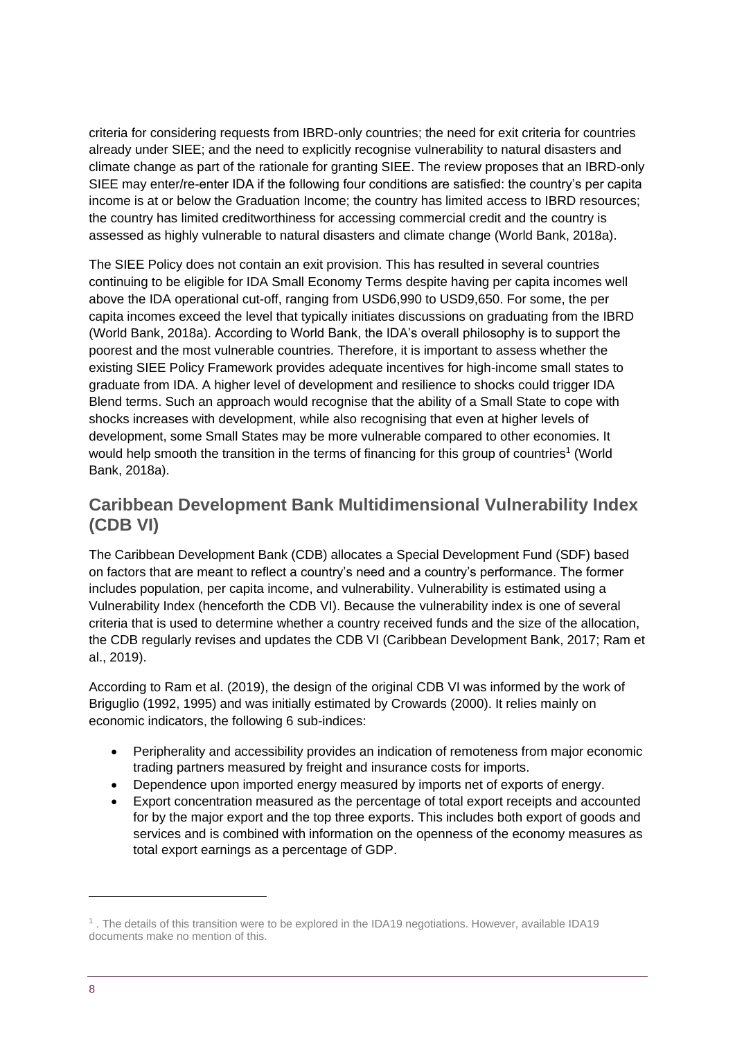criteria for considering requests from IBRD-only countries; the need for exit criteria for countries already under SIEE; and the need to explicitly recognise vulnerability to natural disasters and climate change as part of the rationale for granting SIEE. The review proposes that an IBRD-only SIEE may enter/re-enter IDA if the following four conditions are satisfied: the country's per capita income is at or below the Graduation Income; the country has limited access to IBRD resources; the country has limited creditworthiness for accessing commercial credit and the country is assessed as highly vulnerable to natural disasters and climate change (World Bank, 2018a).

The SIEE Policy does not contain an exit provision. This has resulted in several countries continuing to be eligible for IDA Small Economy Terms despite having per capita incomes well above the IDA operational cut-off, ranging from USD6,990 to USD9,650. For some, the per capita incomes exceed the level that typically initiates discussions on graduating from the IBRD (World Bank, 2018a). According to World Bank, the IDA's overall philosophy is to support the poorest and the most vulnerable countries. Therefore, it is important to assess whether the existing SIEE Policy Framework provides adequate incentives for high-income small states to graduate from IDA. A higher level of development and resilience to shocks could trigger IDA Blend terms. Such an approach would recognise that the ability of a Small State to cope with shocks increases with development, while also recognising that even at higher levels of development, some Small States may be more vulnerable compared to other economies. It would help smooth the transition in the terms of financing for this group of countries[1] (World Bank, 2018a).

## Caribbean Development Bank Multidimensional Vulnerability Index (CDB VI)

The Caribbean Development Bank (CDB) allocates a Special Development Fund (SDF) based on factors that are meant to reflect a country's need and a country's performance. The former includes population, per capita income, and vulnerability. Vulnerability is estimated using a Vulnerability Index (henceforth the CDB VI). Because the vulnerability index is one of several criteria that is used to determine whether a country received funds and the size of the allocation, the CDB regularly revises and updates the CDB VI (Caribbean Development Bank, 2017; Ram et al., 2019).

According to Ram et al. (2019), the design of the original CDB VI was informed by the work of Briguglio (1992, 1995) and was initially estimated by Crowards (2000). It relies mainly on economic indicators, the following 6 sub-indices:

- Peripherality and accessibility provides an indication of remoteness from major economic trading partners measured by freight and insurance costs for imports.
- Dependence upon imported energy measured by imports net of exports of energy.
- Export concentration measured as the percentage of total export receipts and accounted for by the major export and the top three exports. This includes both export of goods and services and is combined with information on the openness of the economy measures as total export earnings as a percentage of GDP.

[1] . The details of this transition were to be explored in the IDA19 negotiations. However, available IDA19 documents make no mention of this.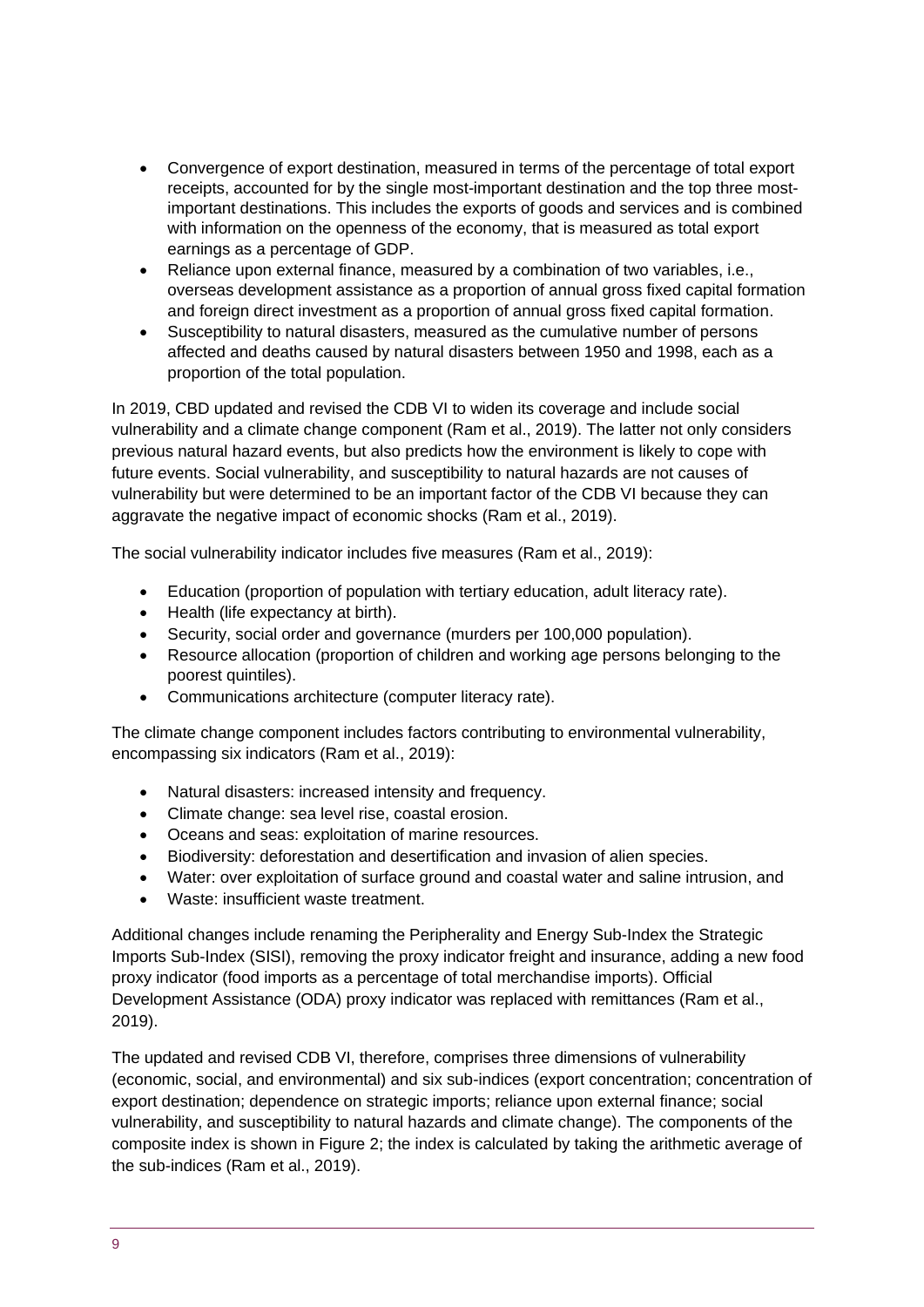- Convergence of export destination, measured in terms of the percentage of total export receipts, accounted for by the single most-important destination and the top three most-important destinations. This includes the exports of goods and services and is combined with information on the openness of the economy, that is measured as total export earnings as a percentage of GDP.
- Reliance upon external finance, measured by a combination of two variables, i.e., overseas development assistance as a proportion of annual gross fixed capital formation and foreign direct investment as a proportion of annual gross fixed capital formation.
- Susceptibility to natural disasters, measured as the cumulative number of persons affected and deaths caused by natural disasters between 1950 and 1998, each as a proportion of the total population.

In 2019, CBD updated and revised the CDB VI to widen its coverage and include social vulnerability and a climate change component (Ram et al., 2019). The latter not only considers previous natural hazard events, but also predicts how the environment is likely to cope with future events. Social vulnerability, and susceptibility to natural hazards are not causes of vulnerability but were determined to be an important factor of the CDB VI because they can aggravate the negative impact of economic shocks (Ram et al., 2019).

The social vulnerability indicator includes five measures (Ram et al., 2019):

- Education (proportion of population with tertiary education, adult literacy rate).
- Health (life expectancy at birth).
- Security, social order and governance (murders per 100,000 population).
- Resource allocation (proportion of children and working age persons belonging to the poorest quintiles).
- Communications architecture (computer literacy rate).

The climate change component includes factors contributing to environmental vulnerability, encompassing six indicators (Ram et al., 2019):

- Natural disasters: increased intensity and frequency.
- Climate change: sea level rise, coastal erosion.
- Oceans and seas: exploitation of marine resources.
- Biodiversity: deforestation and desertification and invasion of alien species.
- Water: over exploitation of surface ground and coastal water and saline intrusion, and
- Waste: insufficient waste treatment.

Additional changes include renaming the Peripherality and Energy Sub-Index the Strategic Imports Sub-Index (SISI), removing the proxy indicator freight and insurance, adding a new food proxy indicator (food imports as a percentage of total merchandise imports). Official Development Assistance (ODA) proxy indicator was replaced with remittances (Ram et al., 2019).

The updated and revised CDB VI, therefore, comprises three dimensions of vulnerability (economic, social, and environmental) and six sub-indices (export concentration; concentration of export destination; dependence on strategic imports; reliance upon external finance; social vulnerability, and susceptibility to natural hazards and climate change). The components of the composite index is shown in Figure 2; the index is calculated by taking the arithmetic average of the sub-indices (Ram et al., 2019).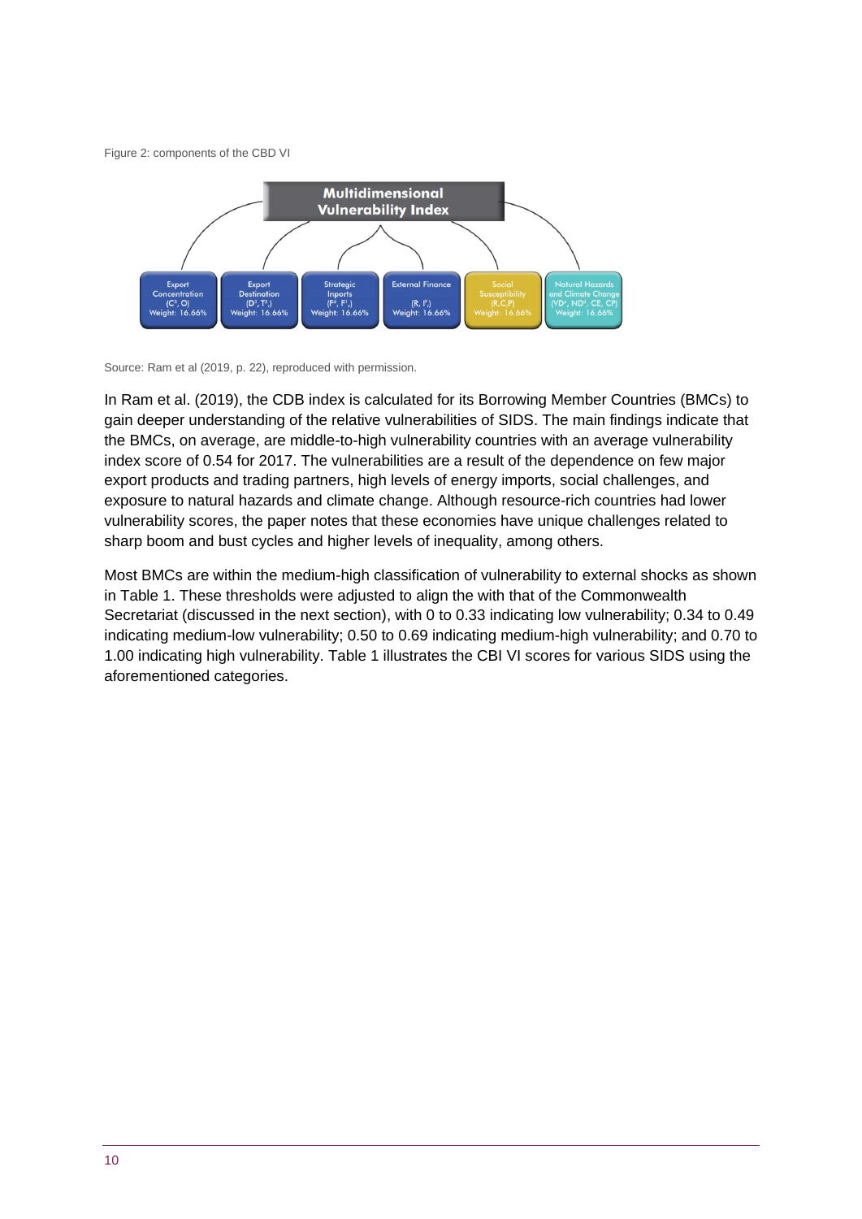Figure 2: components of the CBD VI

Source: Ram et al (2019, p. 22), reproduced with permission.

In Ram et al. (2019), the CDB index is calculated for its Borrowing Member Countries (BMCs) to gain deeper understanding of the relative vulnerabilities of SIDS. The main findings indicate that the BMCs, on average, are middle-to-high vulnerability countries with an average vulnerability index score of 0.54 for 2017. The vulnerabilities are a result of the dependence on few major export products and trading partners, high levels of energy imports, social challenges, and exposure to natural hazards and climate change. Although resource-rich countries had lower vulnerability scores, the paper notes that these economies have unique challenges related to sharp boom and bust cycles and higher levels of inequality, among others.

Most BMCs are within the medium-high classification of vulnerability to external shocks as shown in Table 1. These thresholds were adjusted to align the with that of the Commonwealth Secretariat (discussed in the next section), with 0 to 0.33 indicating low vulnerability; 0.34 to 0.49 indicating medium-low vulnerability; 0.50 to 0.69 indicating medium-high vulnerability; and 0.70 to 1.00 indicating high vulnerability. Table 1 illustrates the CBI VI scores for various SIDS using the aforementioned categories.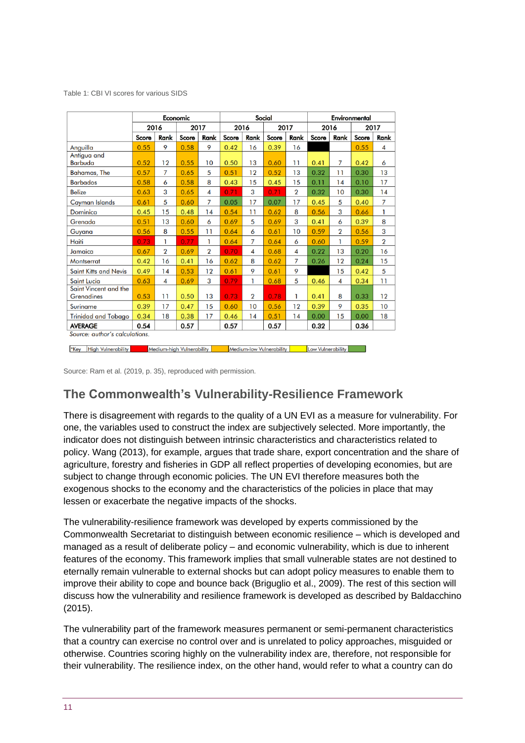Table 1: CBI VI scores for various SIDS

| | Economic | | | | Social | | | | Environmental | | | |
|---|---|---|---|---|---|---|---|---|---|---|---|---|
| | 2016 | | 2017 | | 2016 | | 2017 | | 2016 | | 2017 | |
| | Score | Rank | Score | Rank | Score | Rank | Score | Rank | Score | Rank | Score | Rank |
| Anguilla | 0.55 | 9 | 0.58 | 9 | 0.42 | 16 | 0.39 | 16 | | | 0.55 | 4 |
| Antigua and Barbuda | 0.52 | 12 | 0.55 | 10 | 0.50 | 13 | 0.60 | 11 | 0.41 | 7 | 0.42 | 6 |
| Bahamas, The | 0.57 | 7 | 0.65 | 5 | 0.51 | 12 | 0.52 | 13 | 0.32 | 11 | 0.30 | 13 |
| Barbados | 0.58 | 6 | 0.58 | 8 | 0.43 | 15 | 0.45 | 15 | 0.11 | 14 | 0.10 | 17 |
| Belize | 0.63 | 3 | 0.65 | 4 | 0.71 | 3 | 0.71 | 2 | 0.32 | 10 | 0.30 | 14 |
| Cayman Islands | 0.61 | 5 | 0.60 | 7 | 0.05 | 17 | 0.07 | 17 | 0.45 | 5 | 0.40 | 7 |
| Dominica | 0.45 | 15 | 0.48 | 14 | 0.54 | 11 | 0.62 | 8 | 0.56 | 3 | 0.66 | 1 |
| Grenada | 0.51 | 13 | 0.60 | 6 | 0.69 | 5 | 0.69 | 3 | 0.41 | 6 | 0.39 | 8 |
| Guyana | 0.56 | 8 | 0.55 | 11 | 0.64 | 6 | 0.61 | 10 | 0.59 | 2 | 0.56 | 3 |
| Haiti | 0.73 | 1 | 0.77 | 1 | 0.64 | 7 | 0.64 | 6 | 0.60 | 1 | 0.59 | 2 |
| Jamaica | 0.67 | 2 | 0.69 | 2 | 0.70 | 4 | 0.68 | 4 | 0.22 | 13 | 0.20 | 16 |
| Montserrat | 0.42 | 16 | 0.41 | 16 | 0.62 | 8 | 0.62 | 7 | 0.26 | 12 | 0.24 | 15 |
| Saint Kitts and Nevis | 0.49 | 14 | 0.53 | 12 | 0.61 | 9 | 0.61 | 9 | | 15 | 0.42 | 5 |
| Saint Lucia | 0.63 | 4 | 0.69 | 3 | 0.79 | 1 | 0.68 | 5 | 0.46 | 4 | 0.34 | 11 |
| Saint Vincent and the Grenadines | 0.53 | 11 | 0.50 | 13 | 0.73 | 2 | 0.78 | 1 | 0.41 | 8 | 0.33 | 12 |
| Suriname | 0.39 | 17 | 0.47 | 15 | 0.60 | 10 | 0.56 | 12 | 0.39 | 9 | 0.35 | 10 |
| Trinidad and Tobago | 0.34 | 18 | 0.38 | 17 | 0.46 | 14 | 0.51 | 14 | 0.00 | 15 | 0.00 | 18 |
| **AVERAGE** | **0.54** | | **0.57** | | **0.57** | | **0.57** | | **0.32** | | **0.36** | |

*Source: author's calculations.*

*Key: High Vulnerability | Medium-high Vulnerability | Medium-low Vulnerability | Low Vulnerability

Source: Ram et al. (2019, p. 35), reproduced with permission.

## The Commonwealth's Vulnerability-Resilience Framework

There is disagreement with regards to the quality of a UN EVI as a measure for vulnerability. For one, the variables used to construct the index are subjectively selected. More importantly, the indicator does not distinguish between intrinsic characteristics and characteristics related to policy. Wang (2013), for example, argues that trade share, export concentration and the share of agriculture, forestry and fisheries in GDP all reflect properties of developing economies, but are subject to change through economic policies. The UN EVI therefore measures both the exogenous shocks to the economy and the characteristics of the policies in place that may lessen or exacerbate the negative impacts of the shocks.

The vulnerability-resilience framework was developed by experts commissioned by the Commonwealth Secretariat to distinguish between economic resilience – which is developed and managed as a result of deliberate policy – and economic vulnerability, which is due to inherent features of the economy. This framework implies that small vulnerable states are not destined to eternally remain vulnerable to external shocks but can adopt policy measures to enable them to improve their ability to cope and bounce back (Briguglio et al., 2009). The rest of this section will discuss how the vulnerability and resilience framework is developed as described by Baldacchino (2015).

The vulnerability part of the framework measures permanent or semi-permanent characteristics that a country can exercise no control over and is unrelated to policy approaches, misguided or otherwise. Countries scoring highly on the vulnerability index are, therefore, not responsible for their vulnerability. The resilience index, on the other hand, would refer to what a country can do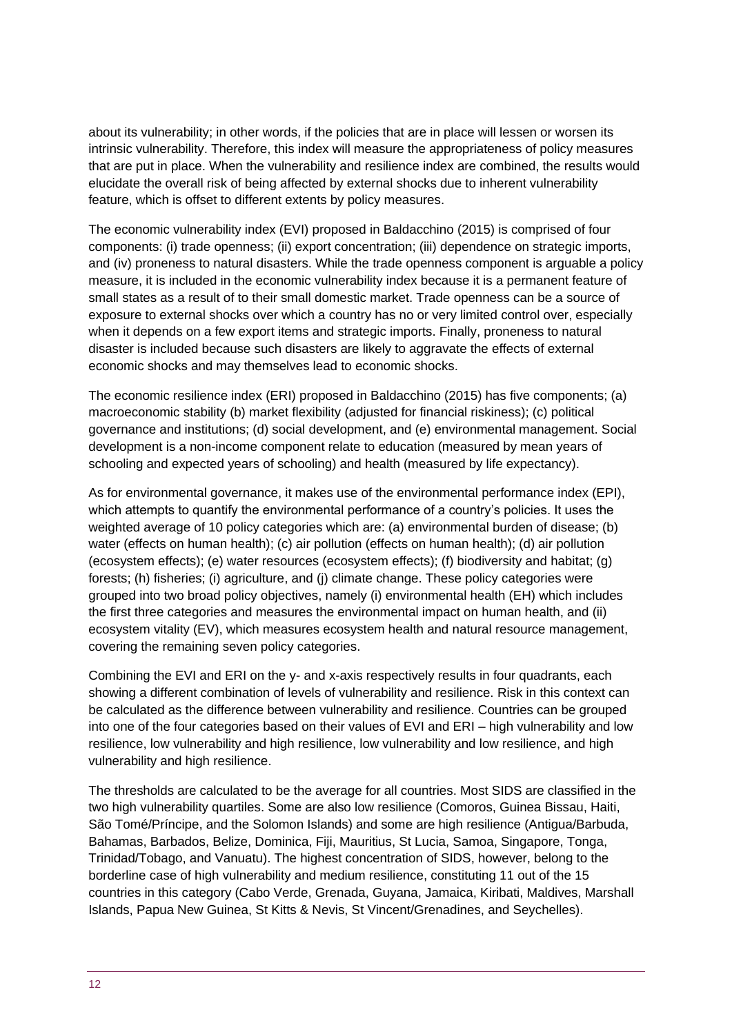about its vulnerability; in other words, if the policies that are in place will lessen or worsen its intrinsic vulnerability. Therefore, this index will measure the appropriateness of policy measures that are put in place. When the vulnerability and resilience index are combined, the results would elucidate the overall risk of being affected by external shocks due to inherent vulnerability feature, which is offset to different extents by policy measures.

The economic vulnerability index (EVI) proposed in Baldacchino (2015) is comprised of four components: (i) trade openness; (ii) export concentration; (iii) dependence on strategic imports, and (iv) proneness to natural disasters. While the trade openness component is arguable a policy measure, it is included in the economic vulnerability index because it is a permanent feature of small states as a result of to their small domestic market. Trade openness can be a source of exposure to external shocks over which a country has no or very limited control over, especially when it depends on a few export items and strategic imports. Finally, proneness to natural disaster is included because such disasters are likely to aggravate the effects of external economic shocks and may themselves lead to economic shocks.

The economic resilience index (ERI) proposed in Baldacchino (2015) has five components; (a) macroeconomic stability (b) market flexibility (adjusted for financial riskiness); (c) political governance and institutions; (d) social development, and (e) environmental management. Social development is a non-income component relate to education (measured by mean years of schooling and expected years of schooling) and health (measured by life expectancy).

As for environmental governance, it makes use of the environmental performance index (EPI), which attempts to quantify the environmental performance of a country's policies. It uses the weighted average of 10 policy categories which are: (a) environmental burden of disease; (b) water (effects on human health); (c) air pollution (effects on human health); (d) air pollution (ecosystem effects); (e) water resources (ecosystem effects); (f) biodiversity and habitat; (g) forests; (h) fisheries; (i) agriculture, and (j) climate change. These policy categories were grouped into two broad policy objectives, namely (i) environmental health (EH) which includes the first three categories and measures the environmental impact on human health, and (ii) ecosystem vitality (EV), which measures ecosystem health and natural resource management, covering the remaining seven policy categories.

Combining the EVI and ERI on the y- and x-axis respectively results in four quadrants, each showing a different combination of levels of vulnerability and resilience. Risk in this context can be calculated as the difference between vulnerability and resilience. Countries can be grouped into one of the four categories based on their values of EVI and ERI – high vulnerability and low resilience, low vulnerability and high resilience, low vulnerability and low resilience, and high vulnerability and high resilience.

The thresholds are calculated to be the average for all countries. Most SIDS are classified in the two high vulnerability quartiles. Some are also low resilience (Comoros, Guinea Bissau, Haiti, São Tomé/Príncipe, and the Solomon Islands) and some are high resilience (Antigua/Barbuda, Bahamas, Barbados, Belize, Dominica, Fiji, Mauritius, St Lucia, Samoa, Singapore, Tonga, Trinidad/Tobago, and Vanuatu). The highest concentration of SIDS, however, belong to the borderline case of high vulnerability and medium resilience, constituting 11 out of the 15 countries in this category (Cabo Verde, Grenada, Guyana, Jamaica, Kiribati, Maldives, Marshall Islands, Papua New Guinea, St Kitts & Nevis, St Vincent/Grenadines, and Seychelles).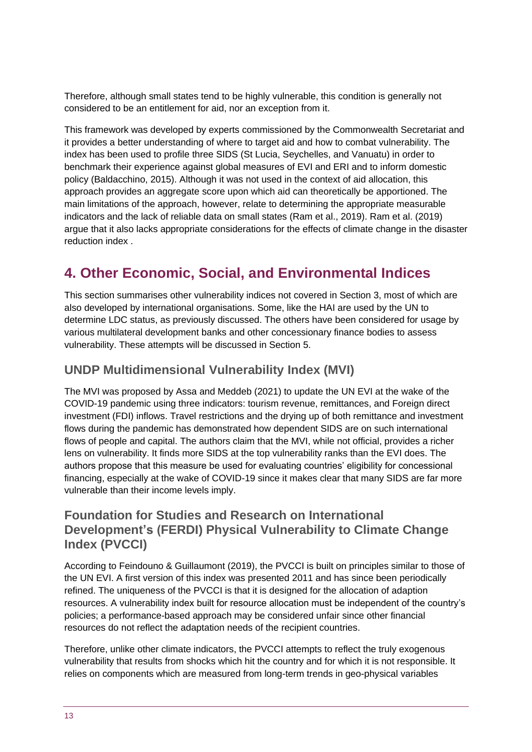Therefore, although small states tend to be highly vulnerable, this condition is generally not considered to be an entitlement for aid, nor an exception from it.

This framework was developed by experts commissioned by the Commonwealth Secretariat and it provides a better understanding of where to target aid and how to combat vulnerability. The index has been used to profile three SIDS (St Lucia, Seychelles, and Vanuatu) in order to benchmark their experience against global measures of EVI and ERI and to inform domestic policy (Baldacchino, 2015). Although it was not used in the context of aid allocation, this approach provides an aggregate score upon which aid can theoretically be apportioned. The main limitations of the approach, however, relate to determining the appropriate measurable indicators and the lack of reliable data on small states (Ram et al., 2019). Ram et al. (2019) argue that it also lacks appropriate considerations for the effects of climate change in the disaster reduction index .

# 4. Other Economic, Social, and Environmental Indices

This section summarises other vulnerability indices not covered in Section 3, most of which are also developed by international organisations. Some, like the HAI are used by the UN to determine LDC status, as previously discussed. The others have been considered for usage by various multilateral development banks and other concessionary finance bodies to assess vulnerability. These attempts will be discussed in Section 5.

## UNDP Multidimensional Vulnerability Index (MVI)

The MVI was proposed by Assa and Meddeb (2021) to update the UN EVI at the wake of the COVID-19 pandemic using three indicators: tourism revenue, remittances, and Foreign direct investment (FDI) inflows. Travel restrictions and the drying up of both remittance and investment flows during the pandemic has demonstrated how dependent SIDS are on such international flows of people and capital. The authors claim that the MVI, while not official, provides a richer lens on vulnerability. It finds more SIDS at the top vulnerability ranks than the EVI does. The authors propose that this measure be used for evaluating countries' eligibility for concessional financing, especially at the wake of COVID-19 since it makes clear that many SIDS are far more vulnerable than their income levels imply.

## Foundation for Studies and Research on International Development's (FERDI) Physical Vulnerability to Climate Change Index (PVCCI)

According to Feindouno & Guillaumont (2019), the PVCCI is built on principles similar to those of the UN EVI. A first version of this index was presented 2011 and has since been periodically refined. The uniqueness of the PVCCI is that it is designed for the allocation of adaption resources. A vulnerability index built for resource allocation must be independent of the country's policies; a performance-based approach may be considered unfair since other financial resources do not reflect the adaptation needs of the recipient countries.

Therefore, unlike other climate indicators, the PVCCI attempts to reflect the truly exogenous vulnerability that results from shocks which hit the country and for which it is not responsible. It relies on components which are measured from long-term trends in geo-physical variables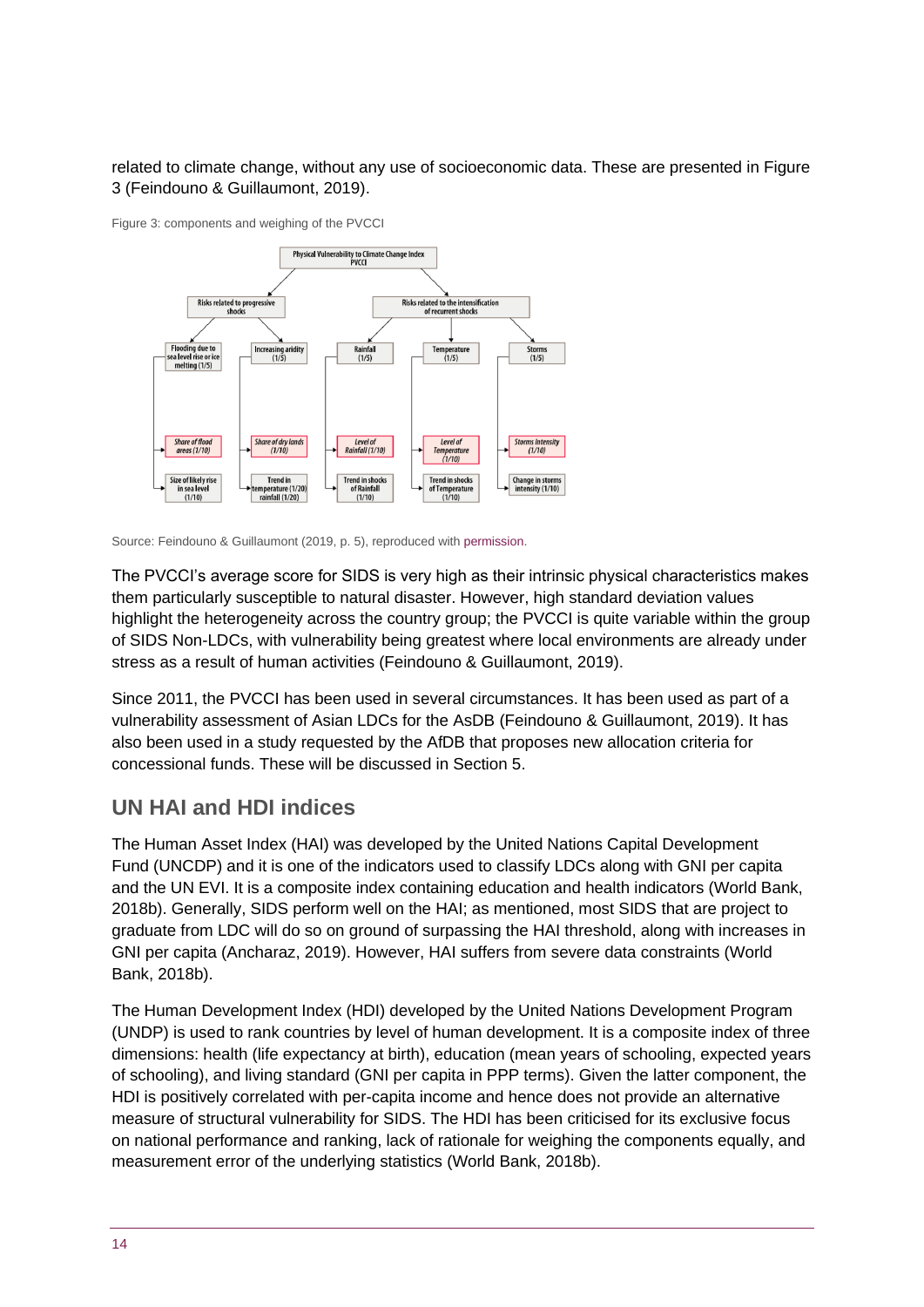related to climate change, without any use of socioeconomic data. These are presented in Figure 3 (Feindouno & Guillaumont, 2019).

Figure 3: components and weighing of the PVCCI

Physical Vulnerability to Climate Change Index PVCCI

- Risks related to progressive shocks
  - Flooding due to sea level rise or ice melting (1/5)
    - Share of flood areas (1/10)
    - Size of likely rise in sea level (1/10)
  - Increasing aridity (1/5)
    - Share of dry lands (1/10)
    - Trend in temperature (1/20) rainfall (1/20)
- Risks related to the intensification of recurrent shocks
  - Rainfall (1/5)
    - Level of Rainfall (1/10)
    - Trend in shocks of Rainfall (1/10)
  - Temperature (1/5)
    - Level of Temperature (1/10)
    - Trend in shocks of Temperature (1/10)
  - Storms (1/5)
    - Storms intensity (1/10)
    - Change in storms intensity (1/10)

Source: Feindouno & Guillaumont (2019, p. 5), reproduced with permission.

The PVCCI's average score for SIDS is very high as their intrinsic physical characteristics makes them particularly susceptible to natural disaster. However, high standard deviation values highlight the heterogeneity across the country group; the PVCCI is quite variable within the group of SIDS Non-LDCs, with vulnerability being greatest where local environments are already under stress as a result of human activities (Feindouno & Guillaumont, 2019).

Since 2011, the PVCCI has been used in several circumstances. It has been used as part of a vulnerability assessment of Asian LDCs for the AsDB (Feindouno & Guillaumont, 2019). It has also been used in a study requested by the AfDB that proposes new allocation criteria for concessional funds. These will be discussed in Section 5.

## UN HAI and HDI indices

The Human Asset Index (HAI) was developed by the United Nations Capital Development Fund (UNCDP) and it is one of the indicators used to classify LDCs along with GNI per capita and the UN EVI. It is a composite index containing education and health indicators (World Bank, 2018b). Generally, SIDS perform well on the HAI; as mentioned, most SIDS that are project to graduate from LDC will do so on ground of surpassing the HAI threshold, along with increases in GNI per capita (Ancharaz, 2019). However, HAI suffers from severe data constraints (World Bank, 2018b).

The Human Development Index (HDI) developed by the United Nations Development Program (UNDP) is used to rank countries by level of human development. It is a composite index of three dimensions: health (life expectancy at birth), education (mean years of schooling, expected years of schooling), and living standard (GNI per capita in PPP terms). Given the latter component, the HDI is positively correlated with per-capita income and hence does not provide an alternative measure of structural vulnerability for SIDS. The HDI has been criticised for its exclusive focus on national performance and ranking, lack of rationale for weighing the components equally, and measurement error of the underlying statistics (World Bank, 2018b).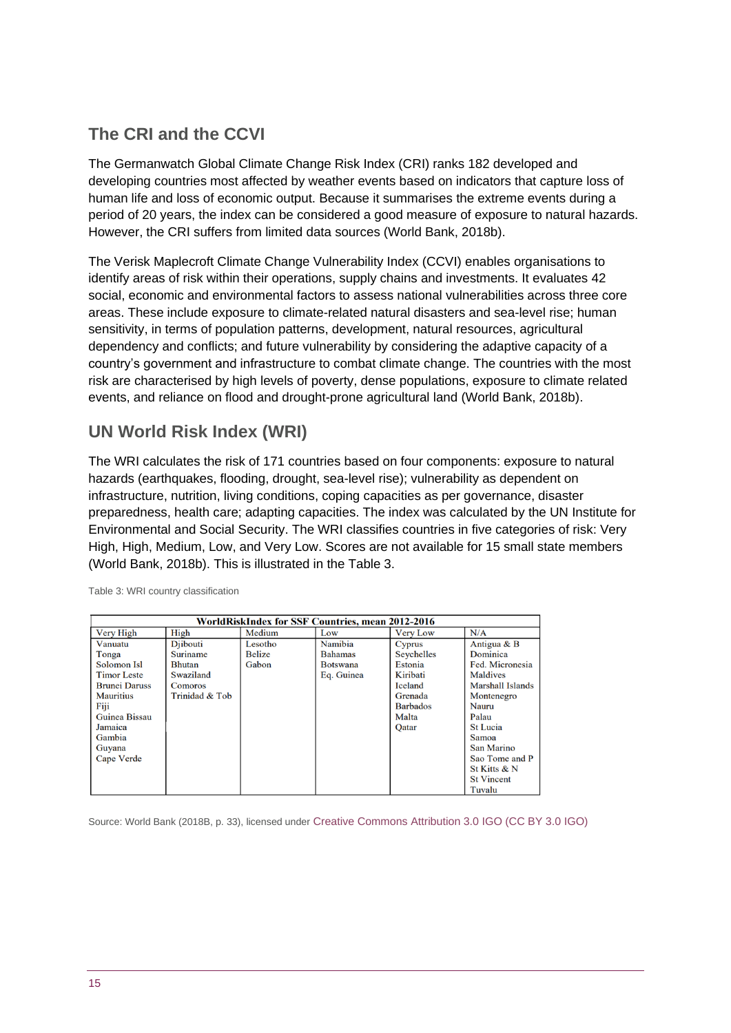## The CRI and the CCVI

The Germanwatch Global Climate Change Risk Index (CRI) ranks 182 developed and developing countries most affected by weather events based on indicators that capture loss of human life and loss of economic output. Because it summarises the extreme events during a period of 20 years, the index can be considered a good measure of exposure to natural hazards. However, the CRI suffers from limited data sources (World Bank, 2018b).

The Verisk Maplecroft Climate Change Vulnerability Index (CCVI) enables organisations to identify areas of risk within their operations, supply chains and investments. It evaluates 42 social, economic and environmental factors to assess national vulnerabilities across three core areas. These include exposure to climate-related natural disasters and sea-level rise; human sensitivity, in terms of population patterns, development, natural resources, agricultural dependency and conflicts; and future vulnerability by considering the adaptive capacity of a country's government and infrastructure to combat climate change. The countries with the most risk are characterised by high levels of poverty, dense populations, exposure to climate related events, and reliance on flood and drought-prone agricultural land (World Bank, 2018b).

## UN World Risk Index (WRI)

The WRI calculates the risk of 171 countries based on four components: exposure to natural hazards (earthquakes, flooding, drought, sea-level rise); vulnerability as dependent on infrastructure, nutrition, living conditions, coping capacities as per governance, disaster preparedness, health care; adapting capacities. The index was calculated by the UN Institute for Environmental and Social Security. The WRI classifies countries in five categories of risk: Very High, High, Medium, Low, and Very Low. Scores are not available for 15 small state members (World Bank, 2018b). This is illustrated in the Table 3.

Table 3: WRI country classification

| WorldRiskIndex for SSF Countries, mean 2012-2016 | | | | | |
|---|---|---|---|---|---|
| Very High | High | Medium | Low | Very Low | N/A |
| Vanuatu | Djibouti | Lesotho | Namibia | Cyprus | Antigua & B |
| Tonga | Suriname | Belize | Bahamas | Seychelles | Dominica |
| Solomon Isl | Bhutan | Gabon | Botswana | Estonia | Fed. Micronesia |
| Timor Leste | Swaziland | | Eq. Guinea | Kiribati | Maldives |
| Brunei Daruss | Comoros | | | Iceland | Marshall Islands |
| Mauritius | Trinidad & Tob | | | Grenada | Montenegro |
| Fiji | | | | Barbados | Nauru |
| Guinea Bissau | | | | Malta | Palau |
| Jamaica | | | | Qatar | St Lucia |
| Gambia | | | | | Samoa |
| Guyana | | | | | San Marino |
| Cape Verde | | | | | Sao Tome and P |
| | | | | | St Kitts & N |
| | | | | | St Vincent |
| | | | | | Tuvalu |

Source: World Bank (2018B, p. 33), licensed under Creative Commons Attribution 3.0 IGO (CC BY 3.0 IGO)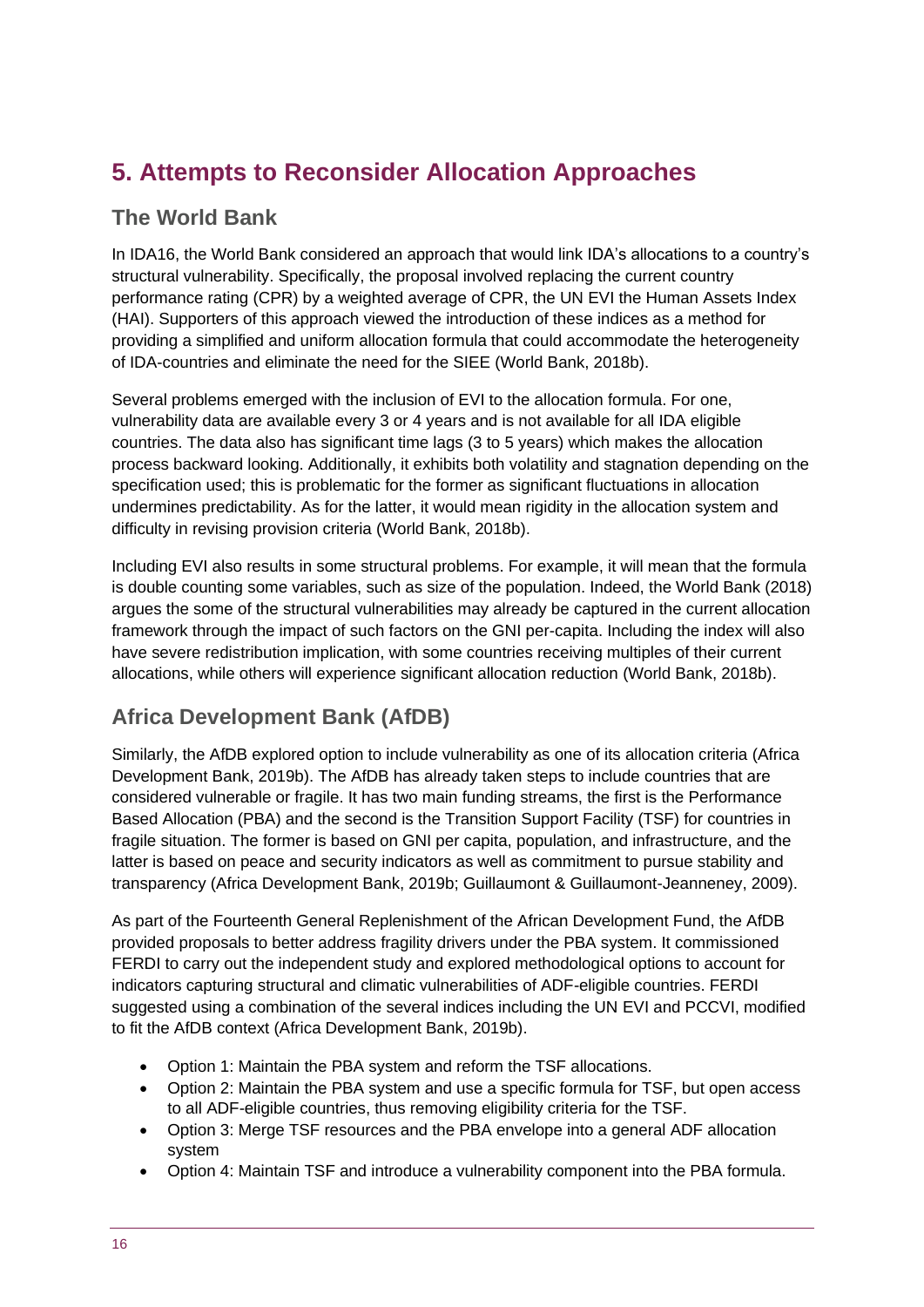# 5. Attempts to Reconsider Allocation Approaches

## The World Bank

In IDA16, the World Bank considered an approach that would link IDA's allocations to a country's structural vulnerability. Specifically, the proposal involved replacing the current country performance rating (CPR) by a weighted average of CPR, the UN EVI the Human Assets Index (HAI). Supporters of this approach viewed the introduction of these indices as a method for providing a simplified and uniform allocation formula that could accommodate the heterogeneity of IDA-countries and eliminate the need for the SIEE (World Bank, 2018b).

Several problems emerged with the inclusion of EVI to the allocation formula. For one, vulnerability data are available every 3 or 4 years and is not available for all IDA eligible countries. The data also has significant time lags (3 to 5 years) which makes the allocation process backward looking. Additionally, it exhibits both volatility and stagnation depending on the specification used; this is problematic for the former as significant fluctuations in allocation undermines predictability. As for the latter, it would mean rigidity in the allocation system and difficulty in revising provision criteria (World Bank, 2018b).

Including EVI also results in some structural problems. For example, it will mean that the formula is double counting some variables, such as size of the population. Indeed, the World Bank (2018) argues the some of the structural vulnerabilities may already be captured in the current allocation framework through the impact of such factors on the GNI per-capita. Including the index will also have severe redistribution implication, with some countries receiving multiples of their current allocations, while others will experience significant allocation reduction (World Bank, 2018b).

## Africa Development Bank (AfDB)

Similarly, the AfDB explored option to include vulnerability as one of its allocation criteria (Africa Development Bank, 2019b). The AfDB has already taken steps to include countries that are considered vulnerable or fragile. It has two main funding streams, the first is the Performance Based Allocation (PBA) and the second is the Transition Support Facility (TSF) for countries in fragile situation. The former is based on GNI per capita, population, and infrastructure, and the latter is based on peace and security indicators as well as commitment to pursue stability and transparency (Africa Development Bank, 2019b; Guillaumont & Guillaumont-Jeanneney, 2009).

As part of the Fourteenth General Replenishment of the African Development Fund, the AfDB provided proposals to better address fragility drivers under the PBA system. It commissioned FERDI to carry out the independent study and explored methodological options to account for indicators capturing structural and climatic vulnerabilities of ADF-eligible countries. FERDI suggested using a combination of the several indices including the UN EVI and PCCVI, modified to fit the AfDB context (Africa Development Bank, 2019b).

- Option 1: Maintain the PBA system and reform the TSF allocations.
- Option 2: Maintain the PBA system and use a specific formula for TSF, but open access to all ADF-eligible countries, thus removing eligibility criteria for the TSF.
- Option 3: Merge TSF resources and the PBA envelope into a general ADF allocation system
- Option 4: Maintain TSF and introduce a vulnerability component into the PBA formula.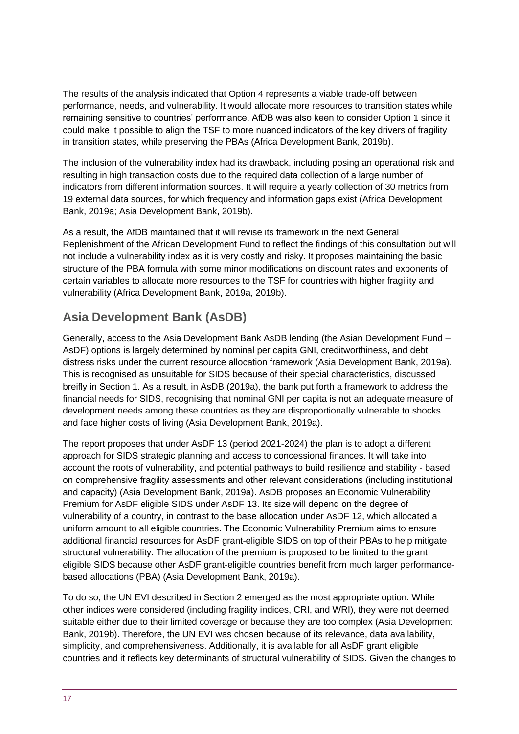The results of the analysis indicated that Option 4 represents a viable trade-off between performance, needs, and vulnerability. It would allocate more resources to transition states while remaining sensitive to countries' performance. AfDB was also keen to consider Option 1 since it could make it possible to align the TSF to more nuanced indicators of the key drivers of fragility in transition states, while preserving the PBAs (Africa Development Bank, 2019b).

The inclusion of the vulnerability index had its drawback, including posing an operational risk and resulting in high transaction costs due to the required data collection of a large number of indicators from different information sources. It will require a yearly collection of 30 metrics from 19 external data sources, for which frequency and information gaps exist (Africa Development Bank, 2019a; Asia Development Bank, 2019b).

As a result, the AfDB maintained that it will revise its framework in the next General Replenishment of the African Development Fund to reflect the findings of this consultation but will not include a vulnerability index as it is very costly and risky. It proposes maintaining the basic structure of the PBA formula with some minor modifications on discount rates and exponents of certain variables to allocate more resources to the TSF for countries with higher fragility and vulnerability (Africa Development Bank, 2019a, 2019b).

## Asia Development Bank (AsDB)

Generally, access to the Asia Development Bank AsDB lending (the Asian Development Fund – AsDF) options is largely determined by nominal per capita GNI, creditworthiness, and debt distress risks under the current resource allocation framework (Asia Development Bank, 2019a). This is recognised as unsuitable for SIDS because of their special characteristics, discussed breifly in Section 1. As a result, in AsDB (2019a), the bank put forth a framework to address the financial needs for SIDS, recognising that nominal GNI per capita is not an adequate measure of development needs among these countries as they are disproportionally vulnerable to shocks and face higher costs of living (Asia Development Bank, 2019a).

The report proposes that under AsDF 13 (period 2021-2024) the plan is to adopt a different approach for SIDS strategic planning and access to concessional finances. It will take into account the roots of vulnerability, and potential pathways to build resilience and stability - based on comprehensive fragility assessments and other relevant considerations (including institutional and capacity) (Asia Development Bank, 2019a). AsDB proposes an Economic Vulnerability Premium for AsDF eligible SIDS under AsDF 13. Its size will depend on the degree of vulnerability of a country, in contrast to the base allocation under AsDF 12, which allocated a uniform amount to all eligible countries. The Economic Vulnerability Premium aims to ensure additional financial resources for AsDF grant-eligible SIDS on top of their PBAs to help mitigate structural vulnerability. The allocation of the premium is proposed to be limited to the grant eligible SIDS because other AsDF grant-eligible countries benefit from much larger performance-based allocations (PBA) (Asia Development Bank, 2019a).

To do so, the UN EVI described in Section 2 emerged as the most appropriate option. While other indices were considered (including fragility indices, CRI, and WRI), they were not deemed suitable either due to their limited coverage or because they are too complex (Asia Development Bank, 2019b). Therefore, the UN EVI was chosen because of its relevance, data availability, simplicity, and comprehensiveness. Additionally, it is available for all AsDF grant eligible countries and it reflects key determinants of structural vulnerability of SIDS. Given the changes to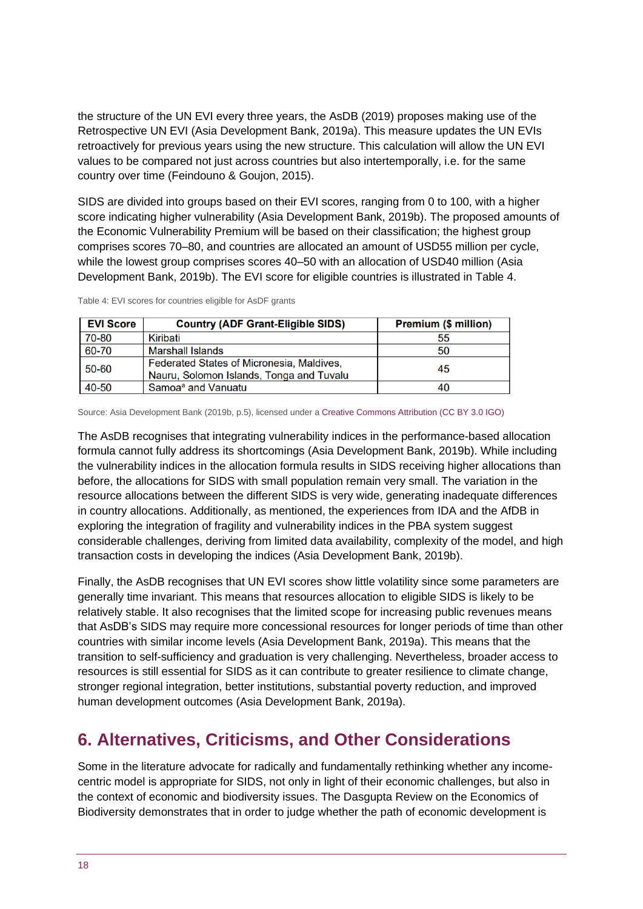the structure of the UN EVI every three years, the AsDB (2019) proposes making use of the Retrospective UN EVI (Asia Development Bank, 2019a). This measure updates the UN EVIs retroactively for previous years using the new structure. This calculation will allow the UN EVI values to be compared not just across countries but also intertemporally, i.e. for the same country over time (Feindouno & Goujon, 2015).

SIDS are divided into groups based on their EVI scores, ranging from 0 to 100, with a higher score indicating higher vulnerability (Asia Development Bank, 2019b). The proposed amounts of the Economic Vulnerability Premium will be based on their classification; the highest group comprises scores 70–80, and countries are allocated an amount of USD55 million per cycle, while the lowest group comprises scores 40–50 with an allocation of USD40 million (Asia Development Bank, 2019b). The EVI score for eligible countries is illustrated in Table 4.

Table 4: EVI scores for countries eligible for AsDF grants

| EVI Score | Country (ADF Grant-Eligible SIDS) | Premium ($ million) |
|---|---|---|
| 70-80 | Kiribati | 55 |
| 60-70 | Marshall Islands | 50 |
| 50-60 | Federated States of Micronesia, Maldives, Nauru, Solomon Islands, Tonga and Tuvalu | 45 |
| 40-50 | Samoa[a] and Vanuatu | 40 |

Source: Asia Development Bank (2019b, p.5), licensed under a Creative Commons Attribution (CC BY 3.0 IGO)

The AsDB recognises that integrating vulnerability indices in the performance-based allocation formula cannot fully address its shortcomings (Asia Development Bank, 2019b). While including the vulnerability indices in the allocation formula results in SIDS receiving higher allocations than before, the allocations for SIDS with small population remain very small. The variation in the resource allocations between the different SIDS is very wide, generating inadequate differences in country allocations. Additionally, as mentioned, the experiences from IDA and the AfDB in exploring the integration of fragility and vulnerability indices in the PBA system suggest considerable challenges, deriving from limited data availability, complexity of the model, and high transaction costs in developing the indices (Asia Development Bank, 2019b).

Finally, the AsDB recognises that UN EVI scores show little volatility since some parameters are generally time invariant. This means that resources allocation to eligible SIDS is likely to be relatively stable. It also recognises that the limited scope for increasing public revenues means that AsDB's SIDS may require more concessional resources for longer periods of time than other countries with similar income levels (Asia Development Bank, 2019a). This means that the transition to self-sufficiency and graduation is very challenging. Nevertheless, broader access to resources is still essential for SIDS as it can contribute to greater resilience to climate change, stronger regional integration, better institutions, substantial poverty reduction, and improved human development outcomes (Asia Development Bank, 2019a).

## 6. Alternatives, Criticisms, and Other Considerations

Some in the literature advocate for radically and fundamentally rethinking whether any income-centric model is appropriate for SIDS, not only in light of their economic challenges, but also in the context of economic and biodiversity issues. The Dasgupta Review on the Economics of Biodiversity demonstrates that in order to judge whether the path of economic development is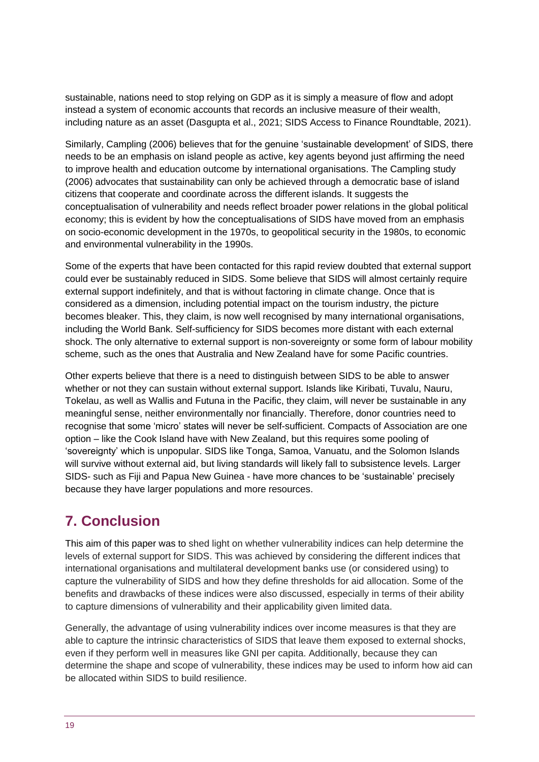sustainable, nations need to stop relying on GDP as it is simply a measure of flow and adopt instead a system of economic accounts that records an inclusive measure of their wealth, including nature as an asset (Dasgupta et al., 2021; SIDS Access to Finance Roundtable, 2021).

Similarly, Campling (2006) believes that for the genuine 'sustainable development' of SIDS, there needs to be an emphasis on island people as active, key agents beyond just affirming the need to improve health and education outcome by international organisations. The Campling study (2006) advocates that sustainability can only be achieved through a democratic base of island citizens that cooperate and coordinate across the different islands. It suggests the conceptualisation of vulnerability and needs reflect broader power relations in the global political economy; this is evident by how the conceptualisations of SIDS have moved from an emphasis on socio-economic development in the 1970s, to geopolitical security in the 1980s, to economic and environmental vulnerability in the 1990s.

Some of the experts that have been contacted for this rapid review doubted that external support could ever be sustainably reduced in SIDS. Some believe that SIDS will almost certainly require external support indefinitely, and that is without factoring in climate change. Once that is considered as a dimension, including potential impact on the tourism industry, the picture becomes bleaker. This, they claim, is now well recognised by many international organisations, including the World Bank. Self-sufficiency for SIDS becomes more distant with each external shock. The only alternative to external support is non-sovereignty or some form of labour mobility scheme, such as the ones that Australia and New Zealand have for some Pacific countries.

Other experts believe that there is a need to distinguish between SIDS to be able to answer whether or not they can sustain without external support. Islands like Kiribati, Tuvalu, Nauru, Tokelau, as well as Wallis and Futuna in the Pacific, they claim, will never be sustainable in any meaningful sense, neither environmentally nor financially. Therefore, donor countries need to recognise that some 'micro' states will never be self-sufficient. Compacts of Association are one option – like the Cook Island have with New Zealand, but this requires some pooling of 'sovereignty' which is unpopular. SIDS like Tonga, Samoa, Vanuatu, and the Solomon Islands will survive without external aid, but living standards will likely fall to subsistence levels. Larger SIDS- such as Fiji and Papua New Guinea - have more chances to be 'sustainable' precisely because they have larger populations and more resources.

## 7. Conclusion

This aim of this paper was to shed light on whether vulnerability indices can help determine the levels of external support for SIDS. This was achieved by considering the different indices that international organisations and multilateral development banks use (or considered using) to capture the vulnerability of SIDS and how they define thresholds for aid allocation. Some of the benefits and drawbacks of these indices were also discussed, especially in terms of their ability to capture dimensions of vulnerability and their applicability given limited data.

Generally, the advantage of using vulnerability indices over income measures is that they are able to capture the intrinsic characteristics of SIDS that leave them exposed to external shocks, even if they perform well in measures like GNI per capita. Additionally, because they can determine the shape and scope of vulnerability, these indices may be used to inform how aid can be allocated within SIDS to build resilience.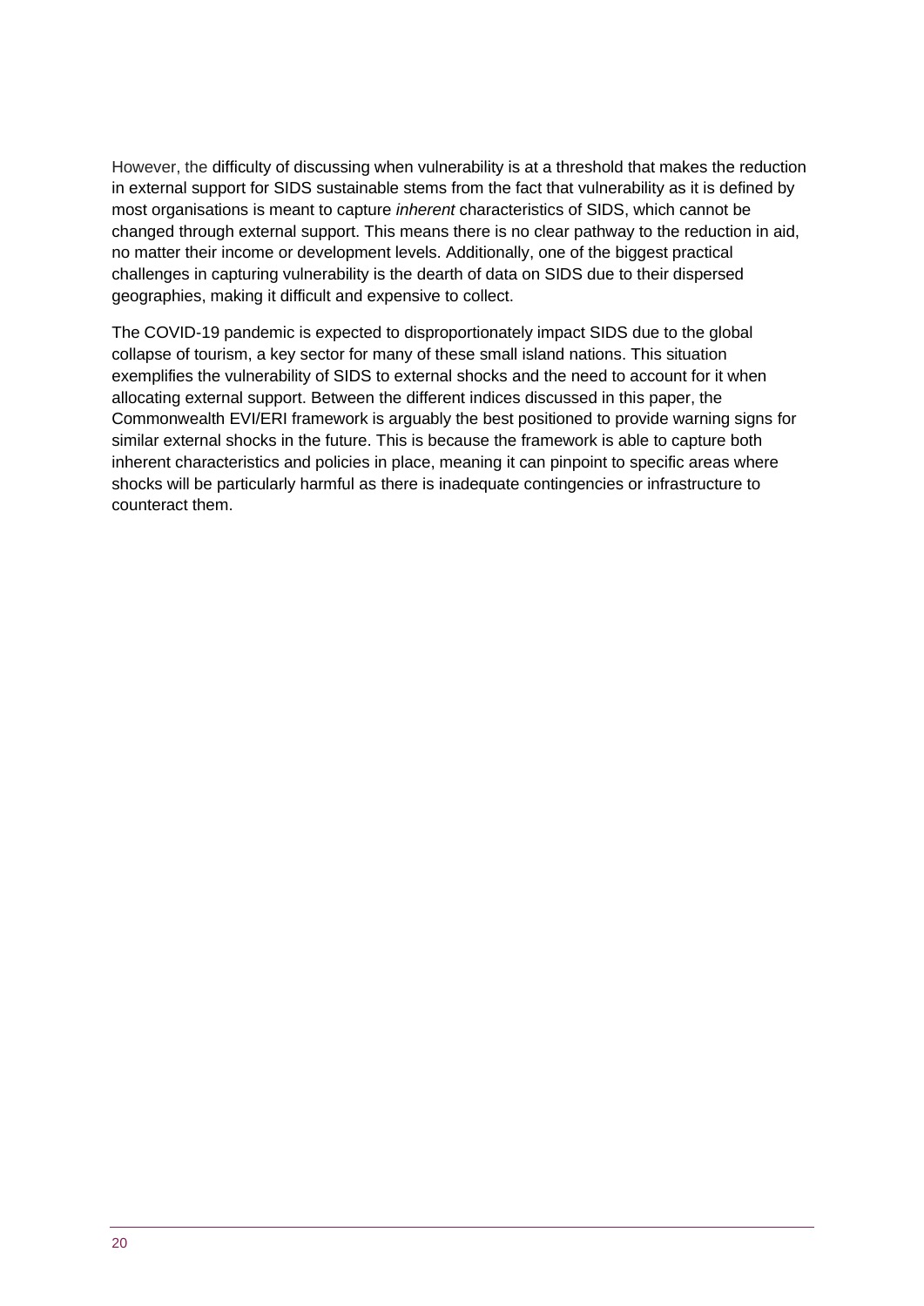However, the difficulty of discussing when vulnerability is at a threshold that makes the reduction in external support for SIDS sustainable stems from the fact that vulnerability as it is defined by most organisations is meant to capture *inherent* characteristics of SIDS, which cannot be changed through external support. This means there is no clear pathway to the reduction in aid, no matter their income or development levels. Additionally, one of the biggest practical challenges in capturing vulnerability is the dearth of data on SIDS due to their dispersed geographies, making it difficult and expensive to collect.

The COVID-19 pandemic is expected to disproportionately impact SIDS due to the global collapse of tourism, a key sector for many of these small island nations. This situation exemplifies the vulnerability of SIDS to external shocks and the need to account for it when allocating external support. Between the different indices discussed in this paper, the Commonwealth EVI/ERI framework is arguably the best positioned to provide warning signs for similar external shocks in the future. This is because the framework is able to capture both inherent characteristics and policies in place, meaning it can pinpoint to specific areas where shocks will be particularly harmful as there is inadequate contingencies or infrastructure to counteract them.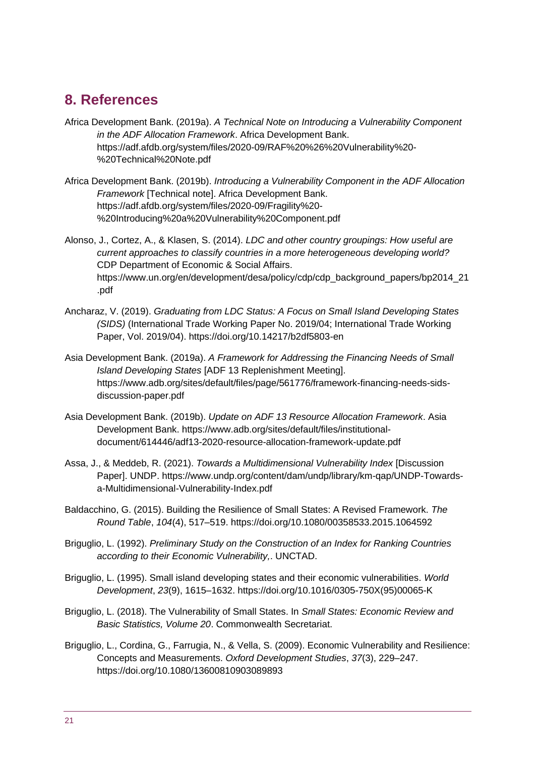## 8. References

Africa Development Bank. (2019a). *A Technical Note on Introducing a Vulnerability Component in the ADF Allocation Framework*. Africa Development Bank. https://adf.afdb.org/system/files/2020-09/RAF%20%26%20Vulnerability%20-%20Technical%20Note.pdf

Africa Development Bank. (2019b). *Introducing a Vulnerability Component in the ADF Allocation Framework* [Technical note]. Africa Development Bank. https://adf.afdb.org/system/files/2020-09/Fragility%20-%20Introducing%20a%20Vulnerability%20Component.pdf

Alonso, J., Cortez, A., & Klasen, S. (2014). *LDC and other country groupings: How useful are current approaches to classify countries in a more heterogeneous developing world?* CDP Department of Economic & Social Affairs. https://www.un.org/en/development/desa/policy/cdp/cdp_background_papers/bp2014_21.pdf

Ancharaz, V. (2019). *Graduating from LDC Status: A Focus on Small Island Developing States (SIDS)* (International Trade Working Paper No. 2019/04; International Trade Working Paper, Vol. 2019/04). https://doi.org/10.14217/b2df5803-en

Asia Development Bank. (2019a). *A Framework for Addressing the Financing Needs of Small Island Developing States* [ADF 13 Replenishment Meeting]. https://www.adb.org/sites/default/files/page/561776/framework-financing-needs-sids-discussion-paper.pdf

Asia Development Bank. (2019b). *Update on ADF 13 Resource Allocation Framework*. Asia Development Bank. https://www.adb.org/sites/default/files/institutional-document/614446/adf13-2020-resource-allocation-framework-update.pdf

Assa, J., & Meddeb, R. (2021). *Towards a Multidimensional Vulnerability Index* [Discussion Paper]. UNDP. https://www.undp.org/content/dam/undp/library/km-qap/UNDP-Towards-a-Multidimensional-Vulnerability-Index.pdf

Baldacchino, G. (2015). Building the Resilience of Small States: A Revised Framework. *The Round Table*, *104*(4), 517–519. https://doi.org/10.1080/00358533.2015.1064592

Briguglio, L. (1992). *Preliminary Study on the Construction of an Index for Ranking Countries according to their Economic Vulnerability,*. UNCTAD.

Briguglio, L. (1995). Small island developing states and their economic vulnerabilities. *World Development*, *23*(9), 1615–1632. https://doi.org/10.1016/0305-750X(95)00065-K

Briguglio, L. (2018). The Vulnerability of Small States. In *Small States: Economic Review and Basic Statistics, Volume 20*. Commonwealth Secretariat.

Briguglio, L., Cordina, G., Farrugia, N., & Vella, S. (2009). Economic Vulnerability and Resilience: Concepts and Measurements. *Oxford Development Studies*, *37*(3), 229–247. https://doi.org/10.1080/13600810903089893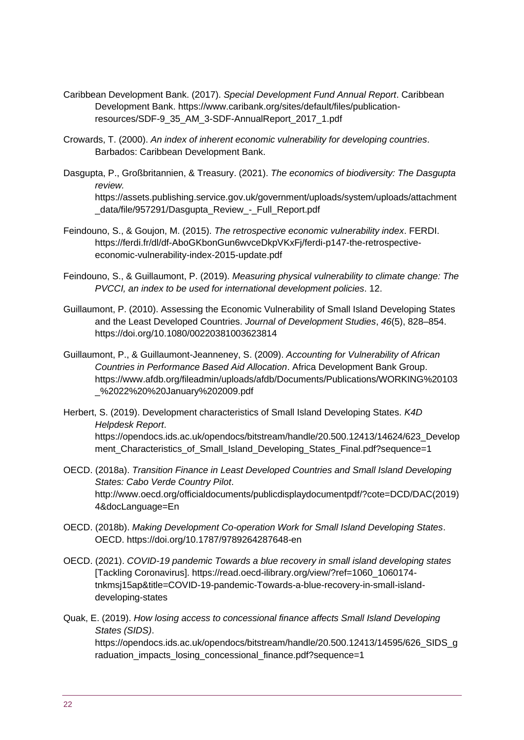Caribbean Development Bank. (2017). *Special Development Fund Annual Report*. Caribbean Development Bank. https://www.caribank.org/sites/default/files/publication-resources/SDF-9_35_AM_3-SDF-AnnualReport_2017_1.pdf

Crowards, T. (2000). *An index of inherent economic vulnerability for developing countries*. Barbados: Caribbean Development Bank.

Dasgupta, P., Großbritannien, & Treasury. (2021). *The economics of biodiversity: The Dasgupta review.* https://assets.publishing.service.gov.uk/government/uploads/system/uploads/attachment_data/file/957291/Dasgupta_Review_-_Full_Report.pdf

Feindouno, S., & Goujon, M. (2015). *The retrospective economic vulnerability index*. FERDI. https://ferdi.fr/dl/df-AboGKbonGun6wvceDkpVKxFj/ferdi-p147-the-retrospective-economic-vulnerability-index-2015-update.pdf

Feindouno, S., & Guillaumont, P. (2019). *Measuring physical vulnerability to climate change: The PVCCI, an index to be used for international development policies*. 12.

Guillaumont, P. (2010). Assessing the Economic Vulnerability of Small Island Developing States and the Least Developed Countries. *Journal of Development Studies*, *46*(5), 828–854. https://doi.org/10.1080/00220381003623814

Guillaumont, P., & Guillaumont-Jeanneney, S. (2009). *Accounting for Vulnerability of African Countries in Performance Based Aid Allocation*. Africa Development Bank Group. https://www.afdb.org/fileadmin/uploads/afdb/Documents/Publications/WORKING%20103_%2022%20%20January%202009.pdf

Herbert, S. (2019). Development characteristics of Small Island Developing States. *K4D Helpdesk Report*. https://opendocs.ids.ac.uk/opendocs/bitstream/handle/20.500.12413/14624/623_Development_Characteristics_of_Small_Island_Developing_States_Final.pdf?sequence=1

OECD. (2018a). *Transition Finance in Least Developed Countries and Small Island Developing States: Cabo Verde Country Pilot*. http://www.oecd.org/officialdocuments/publicdisplaydocumentpdf/?cote=DCD/DAC(2019)4&docLanguage=En

OECD. (2018b). *Making Development Co-operation Work for Small Island Developing States*. OECD. https://doi.org/10.1787/9789264287648-en

OECD. (2021). *COVID-19 pandemic Towards a blue recovery in small island developing states* [Tackling Coronavirus]. https://read.oecd-ilibrary.org/view/?ref=1060_1060174-tnkmsj15ap&title=COVID-19-pandemic-Towards-a-blue-recovery-in-small-island-developing-states

Quak, E. (2019). *How losing access to concessional finance affects Small Island Developing States (SIDS)*. https://opendocs.ids.ac.uk/opendocs/bitstream/handle/20.500.12413/14595/626_SIDS_graduation_impacts_losing_concessional_finance.pdf?sequence=1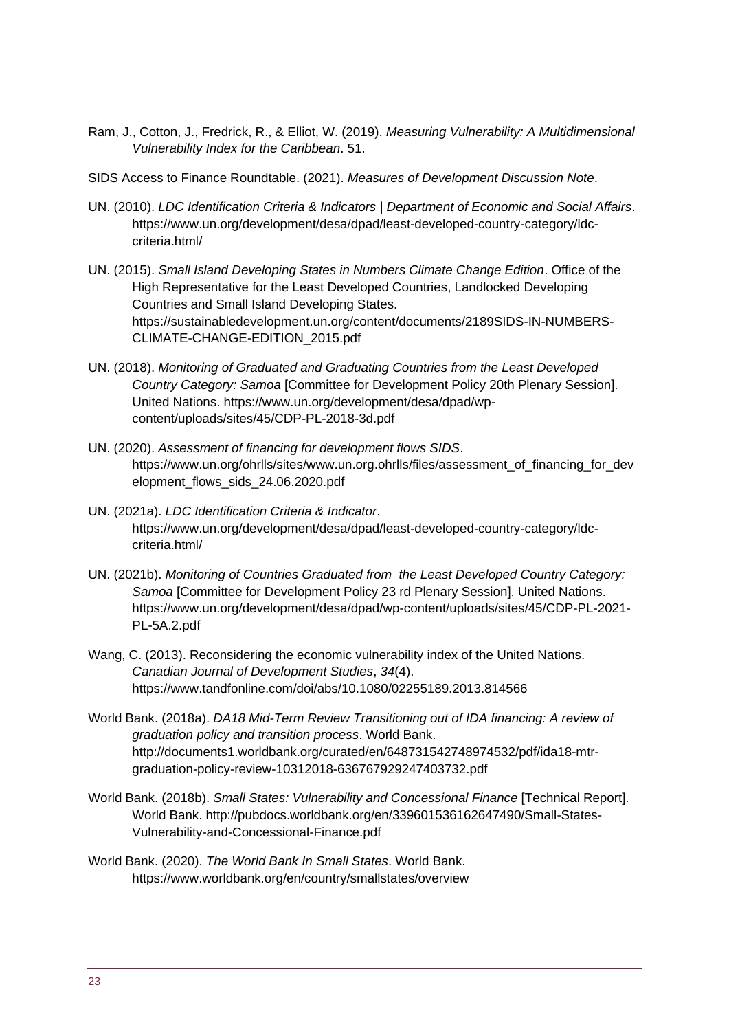Ram, J., Cotton, J., Fredrick, R., & Elliot, W. (2019). *Measuring Vulnerability: A Multidimensional Vulnerability Index for the Caribbean*. 51.

SIDS Access to Finance Roundtable. (2021). *Measures of Development Discussion Note*.

UN. (2010). *LDC Identification Criteria & Indicators | Department of Economic and Social Affairs*. https://www.un.org/development/desa/dpad/least-developed-country-category/ldc-criteria.html/

UN. (2015). *Small Island Developing States in Numbers Climate Change Edition*. Office of the High Representative for the Least Developed Countries, Landlocked Developing Countries and Small Island Developing States. https://sustainabledevelopment.un.org/content/documents/2189SIDS-IN-NUMBERS-CLIMATE-CHANGE-EDITION_2015.pdf

UN. (2018). *Monitoring of Graduated and Graduating Countries from the Least Developed Country Category: Samoa* [Committee for Development Policy 20th Plenary Session]. United Nations. https://www.un.org/development/desa/dpad/wp-content/uploads/sites/45/CDP-PL-2018-3d.pdf

UN. (2020). *Assessment of financing for development flows SIDS*. https://www.un.org/ohrlls/sites/www.un.org.ohrlls/files/assessment_of_financing_for_development_flows_sids_24.06.2020.pdf

UN. (2021a). *LDC Identification Criteria & Indicator*. https://www.un.org/development/desa/dpad/least-developed-country-category/ldc-criteria.html/

UN. (2021b). *Monitoring of Countries Graduated from the Least Developed Country Category: Samoa* [Committee for Development Policy 23 rd Plenary Session]. United Nations. https://www.un.org/development/desa/dpad/wp-content/uploads/sites/45/CDP-PL-2021-PL-5A.2.pdf

Wang, C. (2013). Reconsidering the economic vulnerability index of the United Nations. *Canadian Journal of Development Studies*, *34*(4). https://www.tandfonline.com/doi/abs/10.1080/02255189.2013.814566

World Bank. (2018a). *DA18 Mid-Term Review Transitioning out of IDA financing: A review of graduation policy and transition process*. World Bank. http://documents1.worldbank.org/curated/en/648731542748974532/pdf/ida18-mtr-graduation-policy-review-10312018-636767929247403732.pdf

World Bank. (2018b). *Small States: Vulnerability and Concessional Finance* [Technical Report]. World Bank. http://pubdocs.worldbank.org/en/339601536162647490/Small-States-Vulnerability-and-Concessional-Finance.pdf

World Bank. (2020). *The World Bank In Small States*. World Bank. https://www.worldbank.org/en/country/smallstates/overview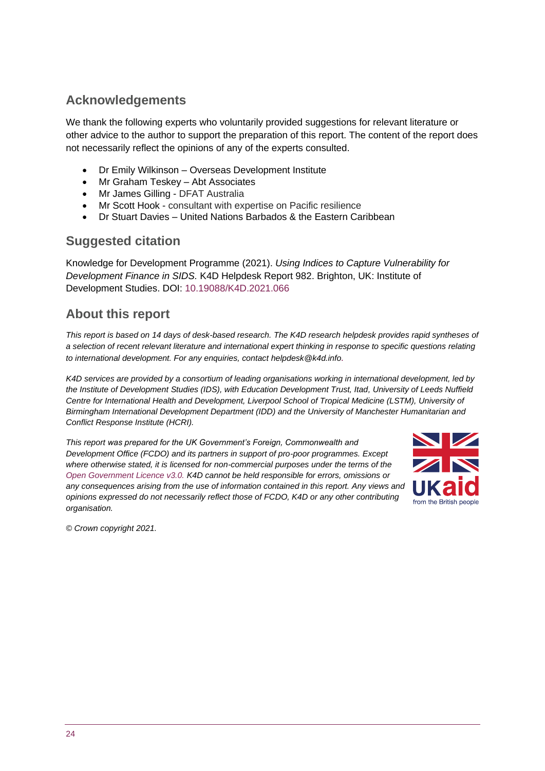## Acknowledgements

We thank the following experts who voluntarily provided suggestions for relevant literature or other advice to the author to support the preparation of this report. The content of the report does not necessarily reflect the opinions of any of the experts consulted.

- Dr Emily Wilkinson – Overseas Development Institute
- Mr Graham Teskey – Abt Associates
- Mr James Gilling - DFAT Australia
- Mr Scott Hook - consultant with expertise on Pacific resilience
- Dr Stuart Davies – United Nations Barbados & the Eastern Caribbean

## Suggested citation

Knowledge for Development Programme (2021). *Using Indices to Capture Vulnerability for Development Finance in SIDS.* K4D Helpdesk Report 982. Brighton, UK: Institute of Development Studies. DOI: 10.19088/K4D.2021.066

## About this report

*This report is based on 14 days of desk-based research. The K4D research helpdesk provides rapid syntheses of a selection of recent relevant literature and international expert thinking in response to specific questions relating to international development. For any enquiries, contact helpdesk@k4d.info.*

*K4D services are provided by a consortium of leading organisations working in international development, led by the Institute of Development Studies (IDS), with Education Development Trust, Itad, University of Leeds Nuffield Centre for International Health and Development, Liverpool School of Tropical Medicine (LSTM), University of Birmingham International Development Department (IDD) and the University of Manchester Humanitarian and Conflict Response Institute (HCRI).*

*This report was prepared for the UK Government's Foreign, Commonwealth and Development Office (FCDO) and its partners in support of pro-poor programmes. Except where otherwise stated, it is licensed for non-commercial purposes under the terms of the Open Government Licence v3.0. K4D cannot be held responsible for errors, omissions or any consequences arising from the use of information contained in this report. Any views and opinions expressed do not necessarily reflect those of FCDO, K4D or any other contributing organisation.*

UK aid from the British people

*© Crown copyright 2021.*